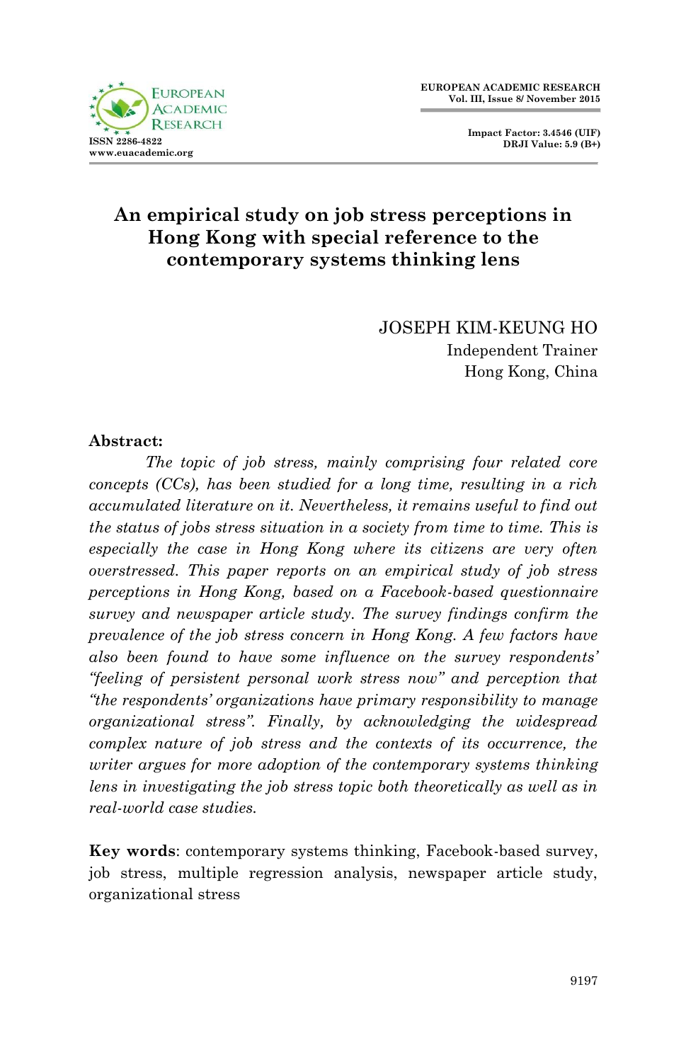# An empirical study on job stress perceptions in Hong Kong with special reference to the contemporary systems thinking lens

JOSEPH KIM-KEUNG HO
Independent Trainer
Hong Kong, China

**Abstract:**

*The topic of job stress, mainly comprising four related core concepts (CCs), has been studied for a long time, resulting in a rich accumulated literature on it. Nevertheless, it remains useful to find out the status of jobs stress situation in a society from time to time. This is especially the case in Hong Kong where its citizens are very often overstressed. This paper reports on an empirical study of job stress perceptions in Hong Kong, based on a Facebook-based questionnaire survey and newspaper article study. The survey findings confirm the prevalence of the job stress concern in Hong Kong. A few factors have also been found to have some influence on the survey respondents' "feeling of persistent personal work stress now" and perception that "the respondents' organizations have primary responsibility to manage organizational stress". Finally, by acknowledging the widespread complex nature of job stress and the contexts of its occurrence, the writer argues for more adoption of the contemporary systems thinking lens in investigating the job stress topic both theoretically as well as in real-world case studies.*

**Key words**: contemporary systems thinking, Facebook-based survey, job stress, multiple regression analysis, newspaper article study, organizational stress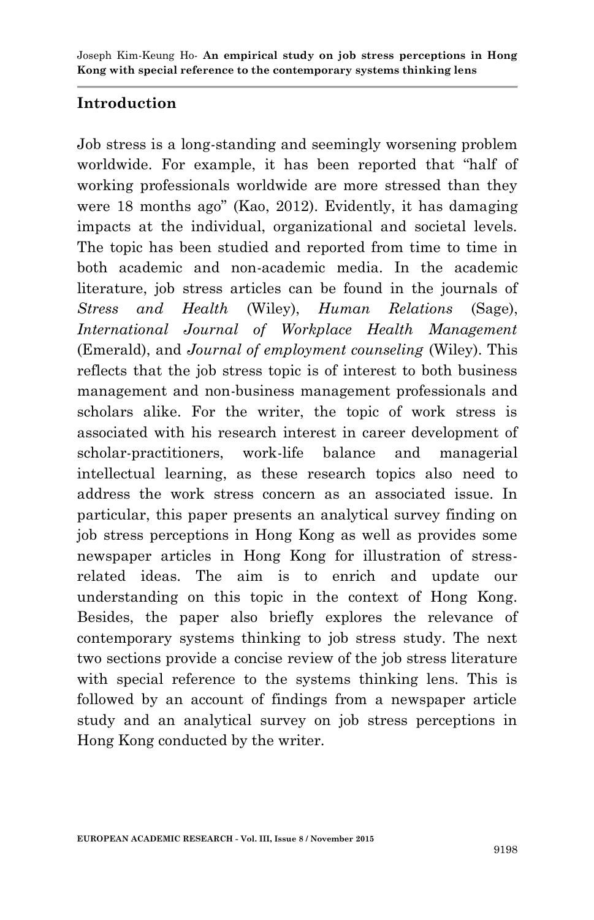## Introduction

Job stress is a long-standing and seemingly worsening problem worldwide. For example, it has been reported that "half of working professionals worldwide are more stressed than they were 18 months ago" (Kao, 2012). Evidently, it has damaging impacts at the individual, organizational and societal levels. The topic has been studied and reported from time to time in both academic and non-academic media. In the academic literature, job stress articles can be found in the journals of *Stress and Health* (Wiley), *Human Relations* (Sage), *International Journal of Workplace Health Management* (Emerald), and *Journal of employment counseling* (Wiley). This reflects that the job stress topic is of interest to both business management and non-business management professionals and scholars alike. For the writer, the topic of work stress is associated with his research interest in career development of scholar-practitioners, work-life balance and managerial intellectual learning, as these research topics also need to address the work stress concern as an associated issue. In particular, this paper presents an analytical survey finding on job stress perceptions in Hong Kong as well as provides some newspaper articles in Hong Kong for illustration of stress-related ideas. The aim is to enrich and update our understanding on this topic in the context of Hong Kong. Besides, the paper also briefly explores the relevance of contemporary systems thinking to job stress study. The next two sections provide a concise review of the job stress literature with special reference to the systems thinking lens. This is followed by an account of findings from a newspaper article study and an analytical survey on job stress perceptions in Hong Kong conducted by the writer.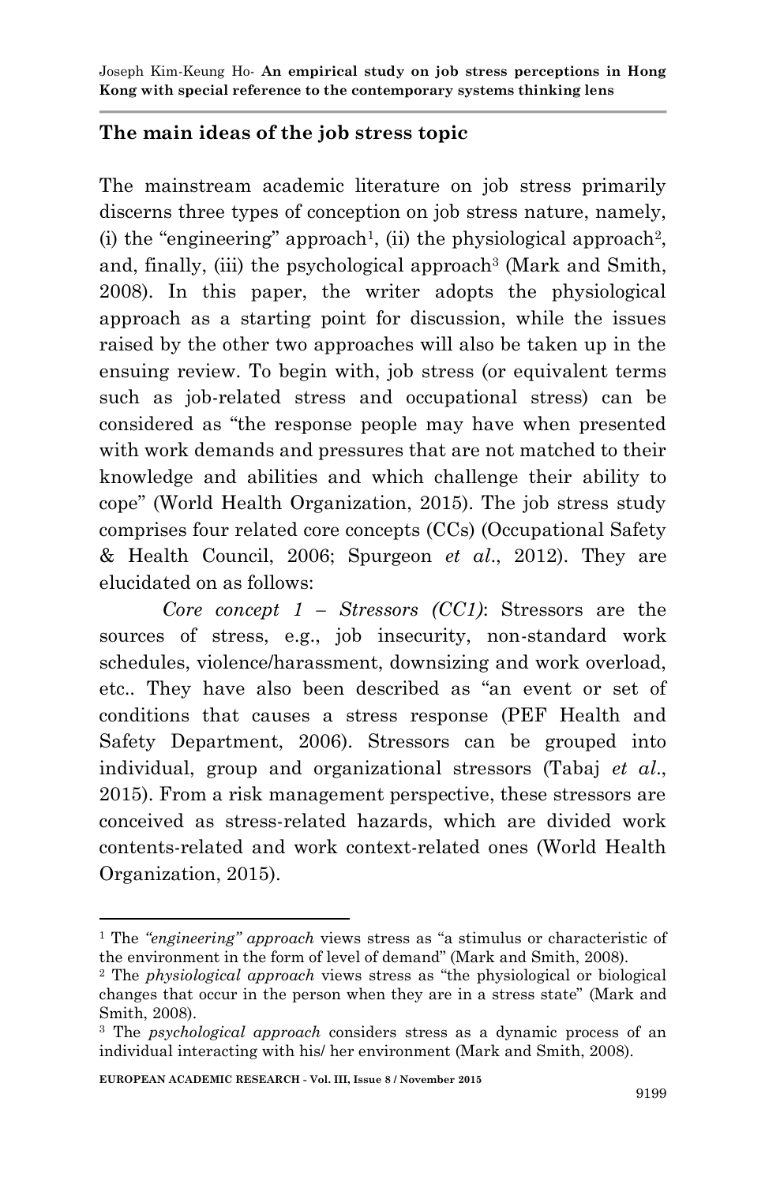## The main ideas of the job stress topic

The mainstream academic literature on job stress primarily discerns three types of conception on job stress nature, namely, (i) the "engineering" approach[1], (ii) the physiological approach[2], and, finally, (iii) the psychological approach[3] (Mark and Smith, 2008). In this paper, the writer adopts the physiological approach as a starting point for discussion, while the issues raised by the other two approaches will also be taken up in the ensuing review. To begin with, job stress (or equivalent terms such as job-related stress and occupational stress) can be considered as "the response people may have when presented with work demands and pressures that are not matched to their knowledge and abilities and which challenge their ability to cope" (World Health Organization, 2015). The job stress study comprises four related core concepts (CCs) (Occupational Safety & Health Council, 2006; Spurgeon *et al*., 2012). They are elucidated on as follows:

*Core concept 1 – Stressors (CC1)*: Stressors are the sources of stress, e.g., job insecurity, non-standard work schedules, violence/harassment, downsizing and work overload, etc.. They have also been described as "an event or set of conditions that causes a stress response (PEF Health and Safety Department, 2006). Stressors can be grouped into individual, group and organizational stressors (Tabaj *et al*., 2015). From a risk management perspective, these stressors are conceived as stress-related hazards, which are divided work contents-related and work context-related ones (World Health Organization, 2015).

---

[1] The *"engineering" approach* views stress as "a stimulus or characteristic of the environment in the form of level of demand" (Mark and Smith, 2008).

[2] The *physiological approach* views stress as "the physiological or biological changes that occur in the person when they are in a stress state" (Mark and Smith, 2008).

[3] The *psychological approach* considers stress as a dynamic process of an individual interacting with his/ her environment (Mark and Smith, 2008).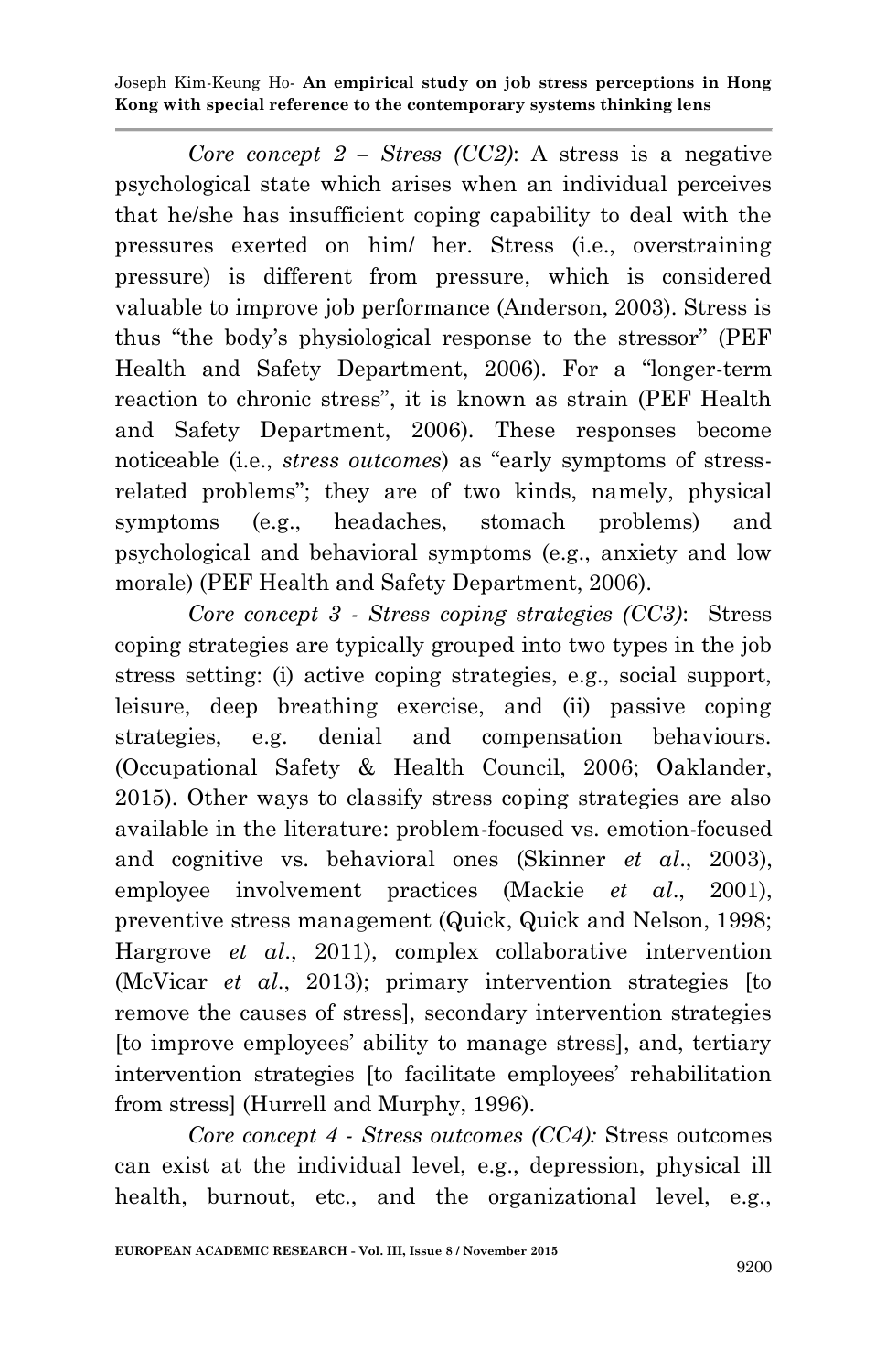*Core concept 2 – Stress (CC2)*: A stress is a negative psychological state which arises when an individual perceives that he/she has insufficient coping capability to deal with the pressures exerted on him/ her. Stress (i.e., overstraining pressure) is different from pressure, which is considered valuable to improve job performance (Anderson, 2003). Stress is thus "the body's physiological response to the stressor" (PEF Health and Safety Department, 2006). For a "longer-term reaction to chronic stress", it is known as strain (PEF Health and Safety Department, 2006). These responses become noticeable (i.e., *stress outcomes*) as "early symptoms of stress-related problems"; they are of two kinds, namely, physical symptoms (e.g., headaches, stomach problems) and psychological and behavioral symptoms (e.g., anxiety and low morale) (PEF Health and Safety Department, 2006).

*Core concept 3 - Stress coping strategies (CC3)*: Stress coping strategies are typically grouped into two types in the job stress setting: (i) active coping strategies, e.g., social support, leisure, deep breathing exercise, and (ii) passive coping strategies, e.g. denial and compensation behaviours. (Occupational Safety & Health Council, 2006; Oaklander, 2015). Other ways to classify stress coping strategies are also available in the literature: problem-focused vs. emotion-focused and cognitive vs. behavioral ones (Skinner *et al*., 2003), employee involvement practices (Mackie *et al*., 2001), preventive stress management (Quick, Quick and Nelson, 1998; Hargrove *et al*., 2011), complex collaborative intervention (McVicar *et al*., 2013); primary intervention strategies [to remove the causes of stress], secondary intervention strategies [to improve employees' ability to manage stress], and, tertiary intervention strategies [to facilitate employees' rehabilitation from stress] (Hurrell and Murphy, 1996).

*Core concept 4 - Stress outcomes (CC4):* Stress outcomes can exist at the individual level, e.g., depression, physical ill health, burnout, etc., and the organizational level, e.g.,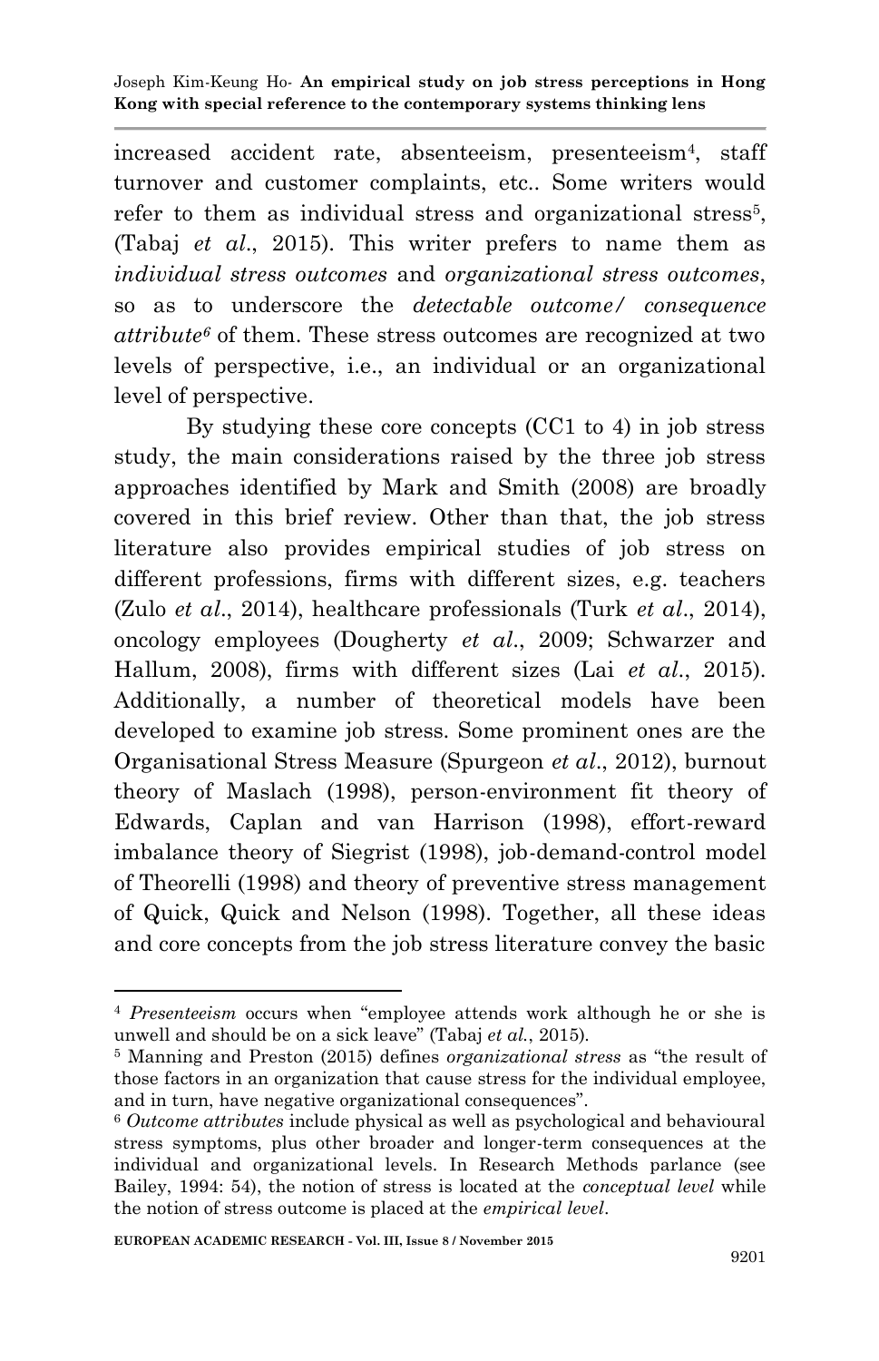increased accident rate, absenteeism, presenteeism[4], staff turnover and customer complaints, etc.. Some writers would refer to them as individual stress and organizational stress[5], (Tabaj *et al*., 2015). This writer prefers to name them as *individual stress outcomes* and *organizational stress outcomes*, so as to underscore the *detectable outcome/ consequence attribute*[6] of them. These stress outcomes are recognized at two levels of perspective, i.e., an individual or an organizational level of perspective.

By studying these core concepts (CC1 to 4) in job stress study, the main considerations raised by the three job stress approaches identified by Mark and Smith (2008) are broadly covered in this brief review. Other than that, the job stress literature also provides empirical studies of job stress on different professions, firms with different sizes, e.g. teachers (Zulo *et al*., 2014), healthcare professionals (Turk *et al*., 2014), oncology employees (Dougherty *et al*., 2009; Schwarzer and Hallum, 2008), firms with different sizes (Lai *et al*., 2015). Additionally, a number of theoretical models have been developed to examine job stress. Some prominent ones are the Organisational Stress Measure (Spurgeon *et al*., 2012), burnout theory of Maslach (1998), person-environment fit theory of Edwards, Caplan and van Harrison (1998), effort-reward imbalance theory of Siegrist (1998), job-demand-control model of Theorelli (1998) and theory of preventive stress management of Quick, Quick and Nelson (1998). Together, all these ideas and core concepts from the job stress literature convey the basic

---

[4] *Presenteeism* occurs when "employee attends work although he or she is unwell and should be on a sick leave" (Tabaj *et al.*, 2015).

[5] Manning and Preston (2015) defines *organizational stress* as "the result of those factors in an organization that cause stress for the individual employee, and in turn, have negative organizational consequences".

[6] *Outcome attributes* include physical as well as psychological and behavioural stress symptoms, plus other broader and longer-term consequences at the individual and organizational levels. In Research Methods parlance (see Bailey, 1994: 54), the notion of stress is located at the *conceptual level* while the notion of stress outcome is placed at the *empirical level*.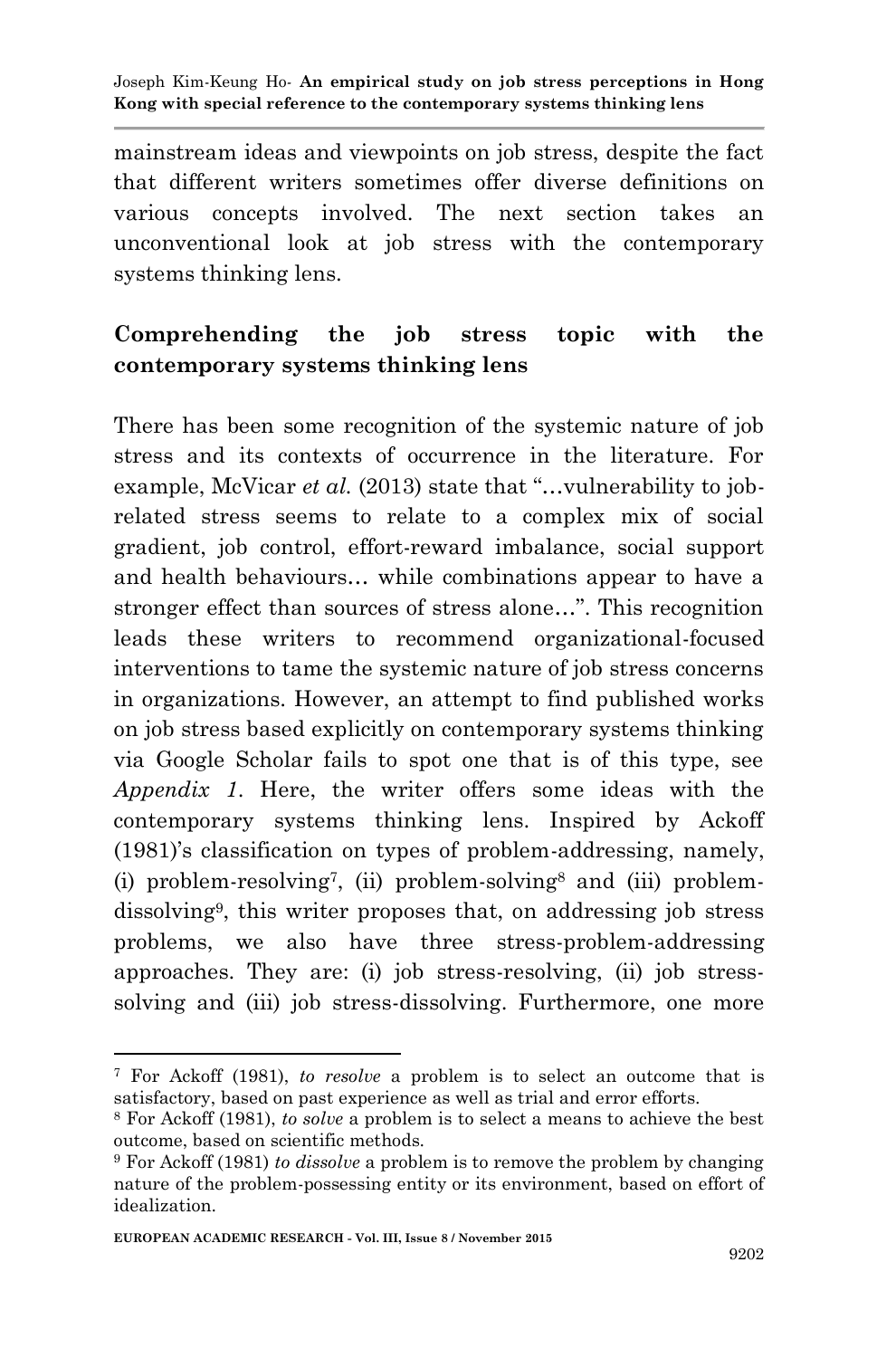mainstream ideas and viewpoints on job stress, despite the fact that different writers sometimes offer diverse definitions on various concepts involved. The next section takes an unconventional look at job stress with the contemporary systems thinking lens.

## Comprehending the job stress topic with the contemporary systems thinking lens

There has been some recognition of the systemic nature of job stress and its contexts of occurrence in the literature. For example, McVicar *et al.* (2013) state that "…vulnerability to job-related stress seems to relate to a complex mix of social gradient, job control, effort-reward imbalance, social support and health behaviours… while combinations appear to have a stronger effect than sources of stress alone…". This recognition leads these writers to recommend organizational-focused interventions to tame the systemic nature of job stress concerns in organizations. However, an attempt to find published works on job stress based explicitly on contemporary systems thinking via Google Scholar fails to spot one that is of this type, see *Appendix 1*. Here, the writer offers some ideas with the contemporary systems thinking lens. Inspired by Ackoff (1981)'s classification on types of problem-addressing, namely, (i) problem-resolving[7], (ii) problem-solving[8] and (iii) problem-dissolving[9], this writer proposes that, on addressing job stress problems, we also have three stress-problem-addressing approaches. They are: (i) job stress-resolving, (ii) job stress-solving and (iii) job stress-dissolving. Furthermore, one more

---

[7] For Ackoff (1981), *to resolve* a problem is to select an outcome that is satisfactory, based on past experience as well as trial and error efforts.

[8] For Ackoff (1981), *to solve* a problem is to select a means to achieve the best outcome, based on scientific methods.

[9] For Ackoff (1981) *to dissolve* a problem is to remove the problem by changing nature of the problem-possessing entity or its environment, based on effort of idealization.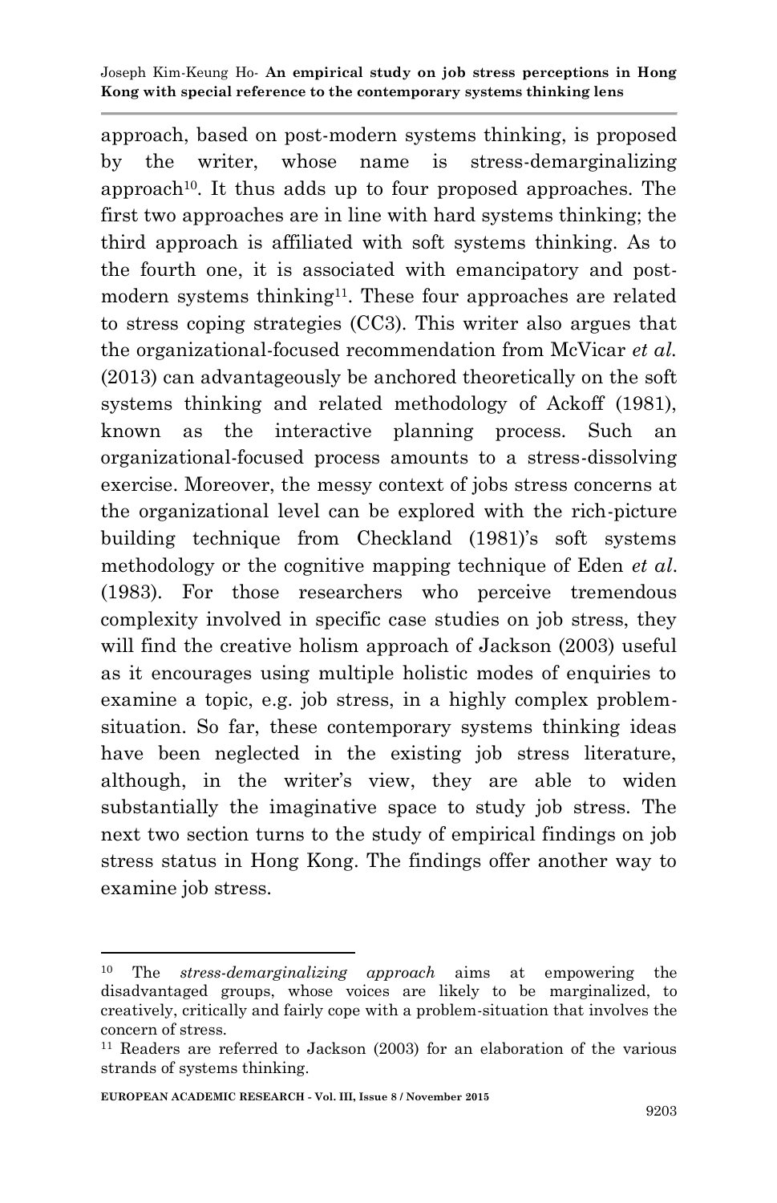approach, based on post-modern systems thinking, is proposed by the writer, whose name is stress-demarginalizing approach[10]. It thus adds up to four proposed approaches. The first two approaches are in line with hard systems thinking; the third approach is affiliated with soft systems thinking. As to the fourth one, it is associated with emancipatory and post-modern systems thinking[11]. These four approaches are related to stress coping strategies (CC3). This writer also argues that the organizational-focused recommendation from McVicar *et al.* (2013) can advantageously be anchored theoretically on the soft systems thinking and related methodology of Ackoff (1981), known as the interactive planning process. Such an organizational-focused process amounts to a stress-dissolving exercise. Moreover, the messy context of jobs stress concerns at the organizational level can be explored with the rich-picture building technique from Checkland (1981)'s soft systems methodology or the cognitive mapping technique of Eden *et al.* (1983). For those researchers who perceive tremendous complexity involved in specific case studies on job stress, they will find the creative holism approach of Jackson (2003) useful as it encourages using multiple holistic modes of enquiries to examine a topic, e.g. job stress, in a highly complex problem-situation. So far, these contemporary systems thinking ideas have been neglected in the existing job stress literature, although, in the writer's view, they are able to widen substantially the imaginative space to study job stress. The next two section turns to the study of empirical findings on job stress status in Hong Kong. The findings offer another way to examine job stress.

---

[10] The *stress-demarginalizing approach* aims at empowering the disadvantaged groups, whose voices are likely to be marginalized, to creatively, critically and fairly cope with a problem-situation that involves the concern of stress.

[11] Readers are referred to Jackson (2003) for an elaboration of the various strands of systems thinking.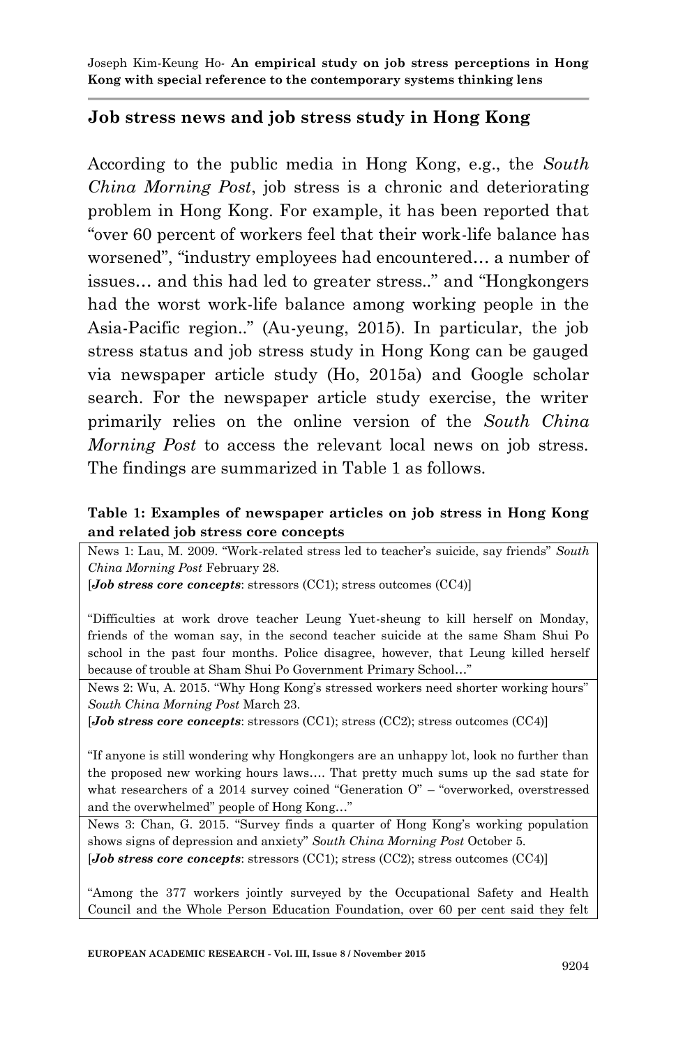## Job stress news and job stress study in Hong Kong

According to the public media in Hong Kong, e.g., the *South China Morning Post*, job stress is a chronic and deteriorating problem in Hong Kong. For example, it has been reported that "over 60 percent of workers feel that their work-life balance has worsened", "industry employees had encountered… a number of issues… and this had led to greater stress.." and "Hongkongers had the worst work-life balance among working people in the Asia-Pacific region.." (Au-yeung, 2015). In particular, the job stress status and job stress study in Hong Kong can be gauged via newspaper article study (Ho, 2015a) and Google scholar search. For the newspaper article study exercise, the writer primarily relies on the online version of the *South China Morning Post* to access the relevant local news on job stress. The findings are summarized in Table 1 as follows.

**Table 1: Examples of newspaper articles on job stress in Hong Kong and related job stress core concepts**

| |
|---|
| News 1: Lau, M. 2009. "Work-related stress led to teacher's suicide, say friends" *South China Morning Post* February 28.<br>[***Job stress core concepts***: stressors (CC1); stress outcomes (CC4)]<br><br>"Difficulties at work drove teacher Leung Yuet-sheung to kill herself on Monday, friends of the woman say, in the second teacher suicide at the same Sham Shui Po school in the past four months. Police disagree, however, that Leung killed herself because of trouble at Sham Shui Po Government Primary School…" |
| News 2: Wu, A. 2015. "Why Hong Kong's stressed workers need shorter working hours" *South China Morning Post* March 23.<br>[***Job stress core concepts***: stressors (CC1); stress (CC2); stress outcomes (CC4)]<br><br>"If anyone is still wondering why Hongkongers are an unhappy lot, look no further than the proposed new working hours laws…. That pretty much sums up the sad state for what researchers of a 2014 survey coined "Generation O" – "overworked, overstressed and the overwhelmed" people of Hong Kong…" |
| News 3: Chan, G. 2015. "Survey finds a quarter of Hong Kong's working population shows signs of depression and anxiety" *South China Morning Post* October 5.<br>[***Job stress core concepts***: stressors (CC1); stress (CC2); stress outcomes (CC4)]<br><br>"Among the 377 workers jointly surveyed by the Occupational Safety and Health Council and the Whole Person Education Foundation, over 60 per cent said they felt |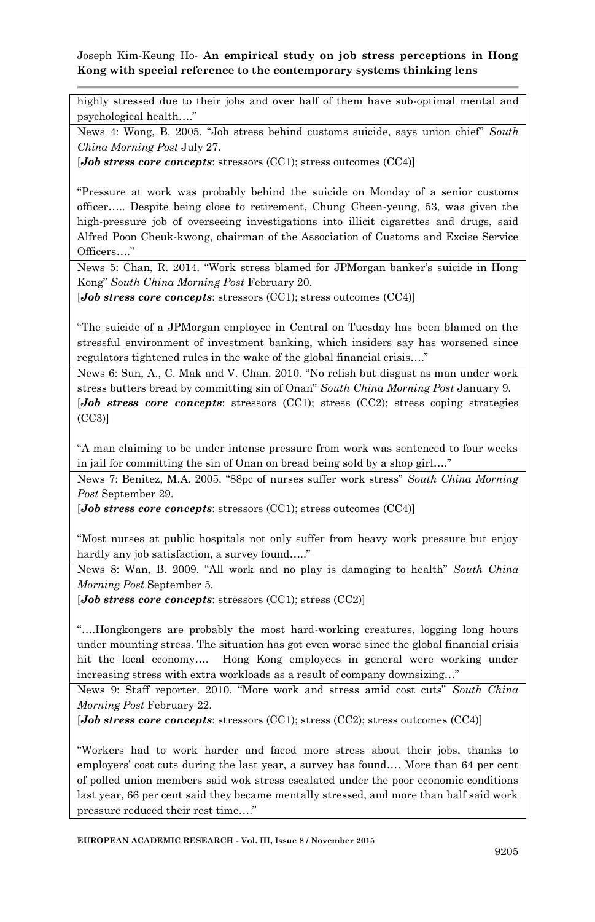highly stressed due to their jobs and over half of them have sub-optimal mental and psychological health…."

News 4: Wong, B. 2005. "Job stress behind customs suicide, says union chief" *South China Morning Post* July 27.
[***Job stress core concepts***: stressors (CC1); stress outcomes (CC4)]

"Pressure at work was probably behind the suicide on Monday of a senior customs officer….. Despite being close to retirement, Chung Cheen-yeung, 53, was given the high-pressure job of overseeing investigations into illicit cigarettes and drugs, said Alfred Poon Cheuk-kwong, chairman of the Association of Customs and Excise Service Officers…."

News 5: Chan, R. 2014. "Work stress blamed for JPMorgan banker's suicide in Hong Kong" *South China Morning Post* February 20.
[***Job stress core concepts***: stressors (CC1); stress outcomes (CC4)]

"The suicide of a JPMorgan employee in Central on Tuesday has been blamed on the stressful environment of investment banking, which insiders say has worsened since regulators tightened rules in the wake of the global financial crisis…."

News 6: Sun, A., C. Mak and V. Chan. 2010. "No relish but disgust as man under work stress butters bread by committing sin of Onan" *South China Morning Post* January 9.
[***Job stress core concepts***: stressors (CC1); stress (CC2); stress coping strategies (CC3)]

"A man claiming to be under intense pressure from work was sentenced to four weeks in jail for committing the sin of Onan on bread being sold by a shop girl…."

News 7: Benitez, M.A. 2005. "88pc of nurses suffer work stress" *South China Morning Post* September 29.
[***Job stress core concepts***: stressors (CC1); stress outcomes (CC4)]

"Most nurses at public hospitals not only suffer from heavy work pressure but enjoy hardly any job satisfaction, a survey found….."

News 8: Wan, B. 2009. "All work and no play is damaging to health" *South China Morning Post* September 5.
[***Job stress core concepts***: stressors (CC1); stress (CC2)]

"….Hongkongers are probably the most hard-working creatures, logging long hours under mounting stress. The situation has got even worse since the global financial crisis hit the local economy…. Hong Kong employees in general were working under increasing stress with extra workloads as a result of company downsizing…"

News 9: Staff reporter. 2010. "More work and stress amid cost cuts" *South China Morning Post* February 22.
[***Job stress core concepts***: stressors (CC1); stress (CC2); stress outcomes (CC4)]

"Workers had to work harder and faced more stress about their jobs, thanks to employers' cost cuts during the last year, a survey has found…. More than 64 per cent of polled union members said wok stress escalated under the poor economic conditions last year, 66 per cent said they became mentally stressed, and more than half said work pressure reduced their rest time…."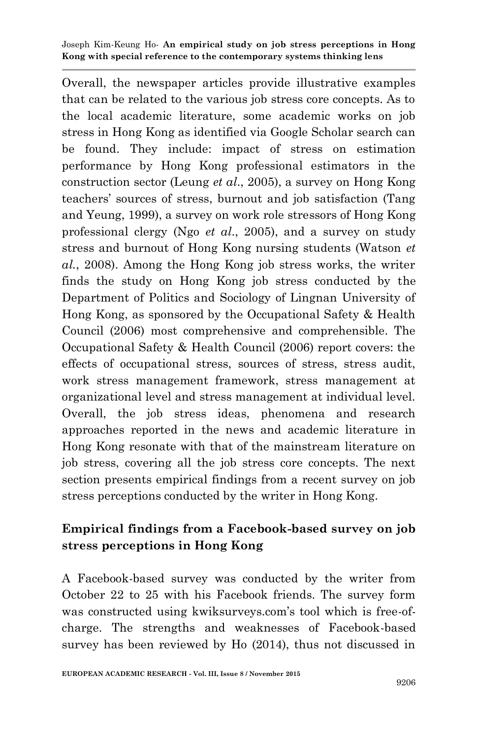Overall, the newspaper articles provide illustrative examples that can be related to the various job stress core concepts. As to the local academic literature, some academic works on job stress in Hong Kong as identified via Google Scholar search can be found. They include: impact of stress on estimation performance by Hong Kong professional estimators in the construction sector (Leung *et al*., 2005), a survey on Hong Kong teachers' sources of stress, burnout and job satisfaction (Tang and Yeung, 1999), a survey on work role stressors of Hong Kong professional clergy (Ngo *et al*., 2005), and a survey on study stress and burnout of Hong Kong nursing students (Watson *et al.*, 2008). Among the Hong Kong job stress works, the writer finds the study on Hong Kong job stress conducted by the Department of Politics and Sociology of Lingnan University of Hong Kong, as sponsored by the Occupational Safety & Health Council (2006) most comprehensive and comprehensible. The Occupational Safety & Health Council (2006) report covers: the effects of occupational stress, sources of stress, stress audit, work stress management framework, stress management at organizational level and stress management at individual level. Overall, the job stress ideas, phenomena and research approaches reported in the news and academic literature in Hong Kong resonate with that of the mainstream literature on job stress, covering all the job stress core concepts. The next section presents empirical findings from a recent survey on job stress perceptions conducted by the writer in Hong Kong.

## Empirical findings from a Facebook-based survey on job stress perceptions in Hong Kong

A Facebook-based survey was conducted by the writer from October 22 to 25 with his Facebook friends. The survey form was constructed using kwiksurveys.com's tool which is free-of-charge. The strengths and weaknesses of Facebook-based survey has been reviewed by Ho (2014), thus not discussed in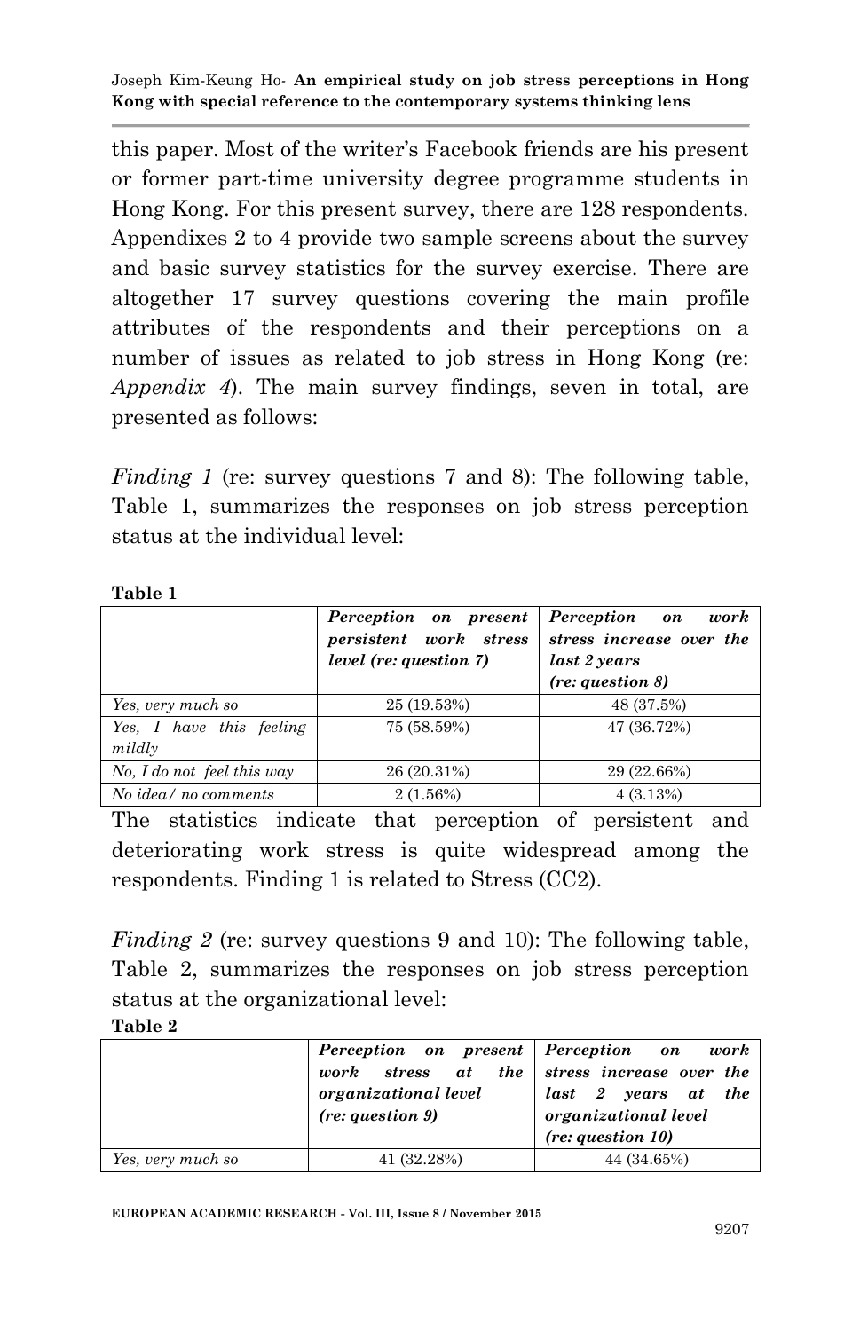this paper. Most of the writer's Facebook friends are his present or former part-time university degree programme students in Hong Kong. For this present survey, there are 128 respondents. Appendixes 2 to 4 provide two sample screens about the survey and basic survey statistics for the survey exercise. There are altogether 17 survey questions covering the main profile attributes of the respondents and their perceptions on a number of issues as related to job stress in Hong Kong (re: *Appendix 4*). The main survey findings, seven in total, are presented as follows:

*Finding 1* (re: survey questions 7 and 8): The following table, Table 1, summarizes the responses on job stress perception status at the individual level:

**Table 1**

| | ***Perception on present persistent work stress level (re: question 7)*** | ***Perception on work stress increase over the last 2 years (re: question 8)*** |
|---|---|---|
| *Yes, very much so* | 25 (19.53%) | 48 (37.5%) |
| *Yes, I have this feeling mildly* | 75 (58.59%) | 47 (36.72%) |
| *No, I do not feel this way* | 26 (20.31%) | 29 (22.66%) |
| *No idea/ no comments* | 2 (1.56%) | 4 (3.13%) |

The statistics indicate that perception of persistent and deteriorating work stress is quite widespread among the respondents. Finding 1 is related to Stress (CC2).

*Finding 2* (re: survey questions 9 and 10): The following table, Table 2, summarizes the responses on job stress perception status at the organizational level:

**Table 2**

| | ***Perception on present work stress at the organizational level (re: question 9)*** | ***Perception on work stress increase over the last 2 years at the organizational level (re: question 10)*** |
|---|---|---|
| *Yes, very much so* | 41 (32.28%) | 44 (34.65%) |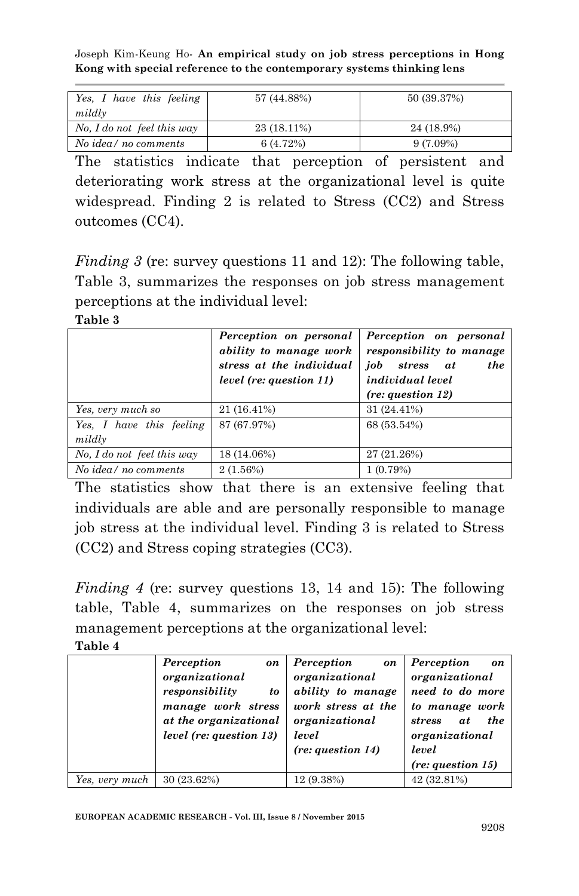| | | |
|---|---|---|
| *Yes, I have this feeling mildly* | 57 (44.88%) | 50 (39.37%) |
| *No, I do not feel this way* | 23 (18.11%) | 24 (18.9%) |
| *No idea/ no comments* | 6 (4.72%) | 9 (7.09%) |

The statistics indicate that perception of persistent and deteriorating work stress at the organizational level is quite widespread. Finding 2 is related to Stress (CC2) and Stress outcomes (CC4).

*Finding 3* (re: survey questions 11 and 12): The following table, Table 3, summarizes the responses on job stress management perceptions at the individual level:

**Table 3**

| | *Perception on personal ability to manage work stress at the individual level (re: question 11)* | *Perception on personal responsibility to manage job stress at the individual level (re: question 12)* |
|---|---|---|
| *Yes, very much so* | 21 (16.41%) | 31 (24.41%) |
| *Yes, I have this feeling mildly* | 87 (67.97%) | 68 (53.54%) |
| *No, I do not feel this way* | 18 (14.06%) | 27 (21.26%) |
| *No idea/ no comments* | 2 (1.56%) | 1 (0.79%) |

The statistics show that there is an extensive feeling that individuals are able and are personally responsible to manage job stress at the individual level. Finding 3 is related to Stress (CC2) and Stress coping strategies (CC3).

*Finding 4* (re: survey questions 13, 14 and 15): The following table, Table 4, summarizes on the responses on job stress management perceptions at the organizational level:

**Table 4**

| | *Perception on organizational responsibility to manage work stress at the organizational level (re: question 13)* | *Perception on organizational ability to manage work stress at the organizational level (re: question 14)* | *Perception on organizational need to do more to manage work stress at the organizational level (re: question 15)* |
|---|---|---|---|
| *Yes, very much* | 30 (23.62%) | 12 (9.38%) | 42 (32.81%) |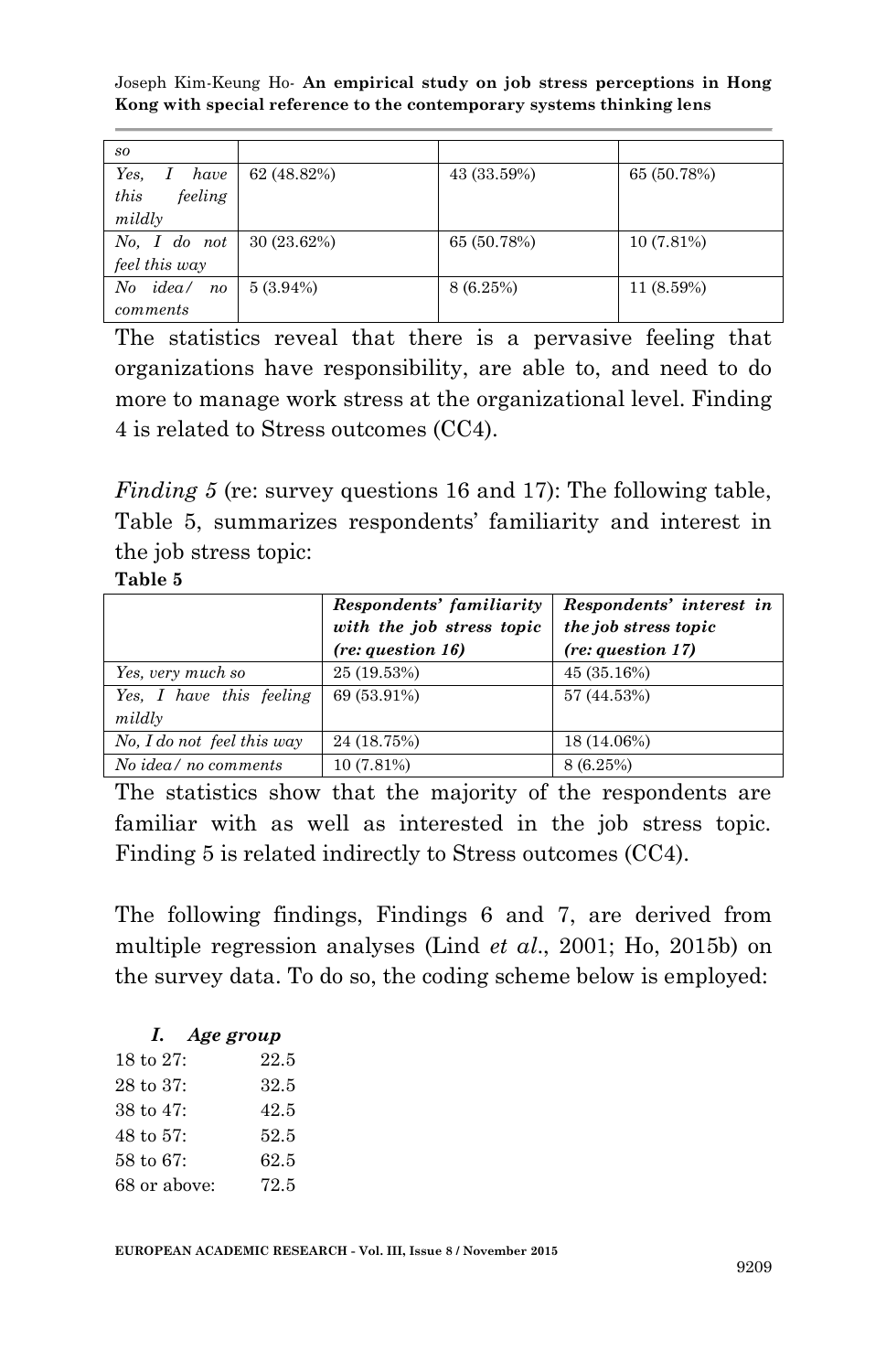| *so* | | | |
|---|---|---|---|
| *Yes, I have this feeling mildly* | 62 (48.82%) | 43 (33.59%) | 65 (50.78%) |
| *No, I do not feel this way* | 30 (23.62%) | 65 (50.78%) | 10 (7.81%) |
| *No idea/ no comments* | 5 (3.94%) | 8 (6.25%) | 11 (8.59%) |

The statistics reveal that there is a pervasive feeling that organizations have responsibility, are able to, and need to do more to manage work stress at the organizational level. Finding 4 is related to Stress outcomes (CC4).

*Finding 5* (re: survey questions 16 and 17): The following table, Table 5, summarizes respondents' familiarity and interest in the job stress topic:

**Table 5**

| | *Respondents' familiarity with the job stress topic (re: question 16)* | *Respondents' interest in the job stress topic (re: question 17)* |
|---|---|---|
| *Yes, very much so* | 25 (19.53%) | 45 (35.16%) |
| *Yes, I have this feeling mildly* | 69 (53.91%) | 57 (44.53%) |
| *No, I do not feel this way* | 24 (18.75%) | 18 (14.06%) |
| *No idea/ no comments* | 10 (7.81%) | 8 (6.25%) |

The statistics show that the majority of the respondents are familiar with as well as interested in the job stress topic. Finding 5 is related indirectly to Stress outcomes (CC4).

The following findings, Findings 6 and 7, are derived from multiple regression analyses (Lind *et al*., 2001; Ho, 2015b) on the survey data. To do so, the coding scheme below is employed:

***I. Age group***

| | |
|---|---|
| 18 to 27: | 22.5 |
| 28 to 37: | 32.5 |
| 38 to 47: | 42.5 |
| 48 to 57: | 52.5 |
| 58 to 67: | 62.5 |
| 68 or above: | 72.5 |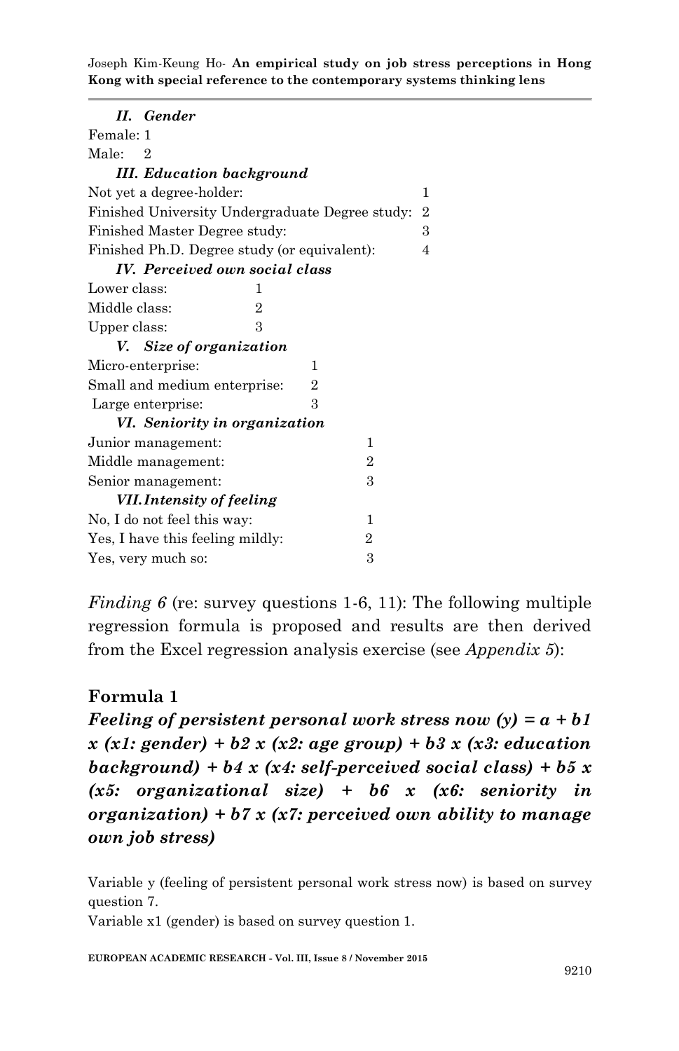***II. Gender***

Female: 1
Male: 2

***III. Education background***

Not yet a degree-holder: 1
Finished University Undergraduate Degree study: 2
Finished Master Degree study: 3
Finished Ph.D. Degree study (or equivalent): 4

***IV. Perceived own social class***

Lower class: 1
Middle class: 2
Upper class: 3

***V. Size of organization***

Micro-enterprise: 1
Small and medium enterprise: 2
Large enterprise: 3

***VI. Seniority in organization***

Junior management: 1
Middle management: 2
Senior management: 3

***VII. Intensity of feeling***

No, I do not feel this way: 1
Yes, I have this feeling mildly: 2
Yes, very much so: 3

*Finding 6* (re: survey questions 1-6, 11): The following multiple regression formula is proposed and results are then derived from the Excel regression analysis exercise (see *Appendix 5*):

**Formula 1**

***Feeling of persistent personal work stress now (y) = a + b1 x (x1: gender) + b2 x (x2: age group) + b3 x (x3: education background) + b4 x (x4: self-perceived social class) + b5 x (x5: organizational size) + b6 x (x6: seniority in organization) + b7 x (x7: perceived own ability to manage own job stress)***

Variable y (feeling of persistent personal work stress now) is based on survey question 7.
Variable x1 (gender) is based on survey question 1.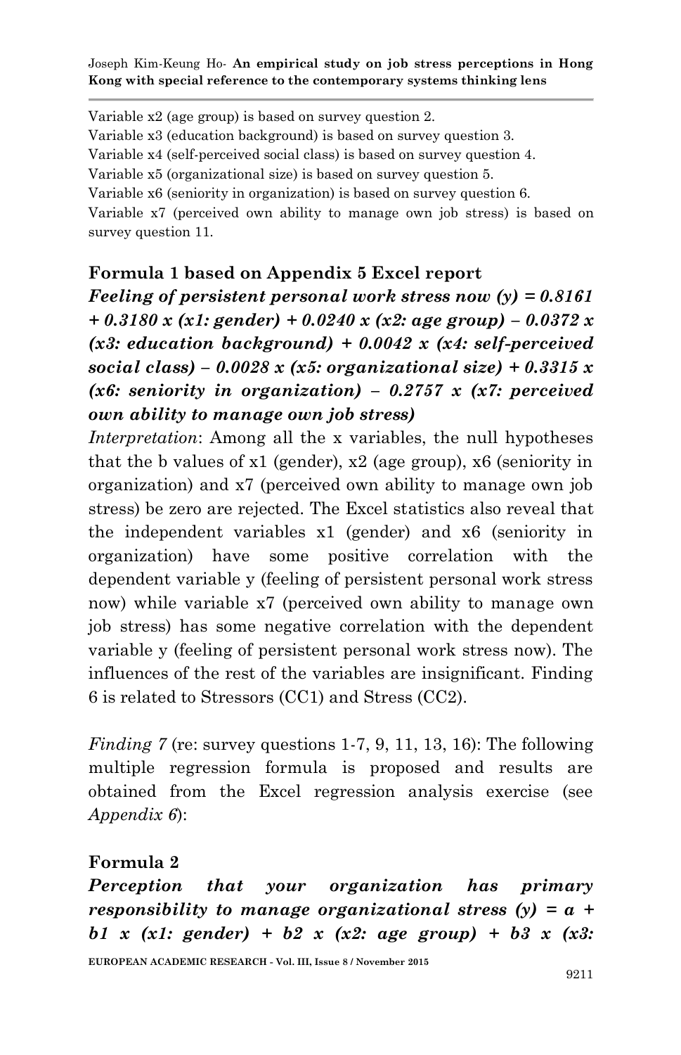Variable x2 (age group) is based on survey question 2.
Variable x3 (education background) is based on survey question 3.
Variable x4 (self-perceived social class) is based on survey question 4.
Variable x5 (organizational size) is based on survey question 5.
Variable x6 (seniority in organization) is based on survey question 6.
Variable x7 (perceived own ability to manage own job stress) is based on survey question 11.

**Formula 1 based on Appendix 5 Excel report**

***Feeling of persistent personal work stress now (y) = 0.8161 + 0.3180 x (x1: gender) + 0.0240 x (x2: age group) – 0.0372 x (x3: education background) + 0.0042 x (x4: self-perceived social class) – 0.0028 x (x5: organizational size) + 0.3315 x (x6: seniority in organization) – 0.2757 x (x7: perceived own ability to manage own job stress)***

*Interpretation*: Among all the x variables, the null hypotheses that the b values of x1 (gender), x2 (age group), x6 (seniority in organization) and x7 (perceived own ability to manage own job stress) be zero are rejected. The Excel statistics also reveal that the independent variables x1 (gender) and x6 (seniority in organization) have some positive correlation with the dependent variable y (feeling of persistent personal work stress now) while variable x7 (perceived own ability to manage own job stress) has some negative correlation with the dependent variable y (feeling of persistent personal work stress now). The influences of the rest of the variables are insignificant. Finding 6 is related to Stressors (CC1) and Stress (CC2).

*Finding 7* (re: survey questions 1-7, 9, 11, 13, 16): The following multiple regression formula is proposed and results are obtained from the Excel regression analysis exercise (see *Appendix 6*):

**Formula 2**

***Perception that your organization has primary responsibility to manage organizational stress (y) = a + b1 x (x1: gender) + b2 x (x2: age group) + b3 x (x3:***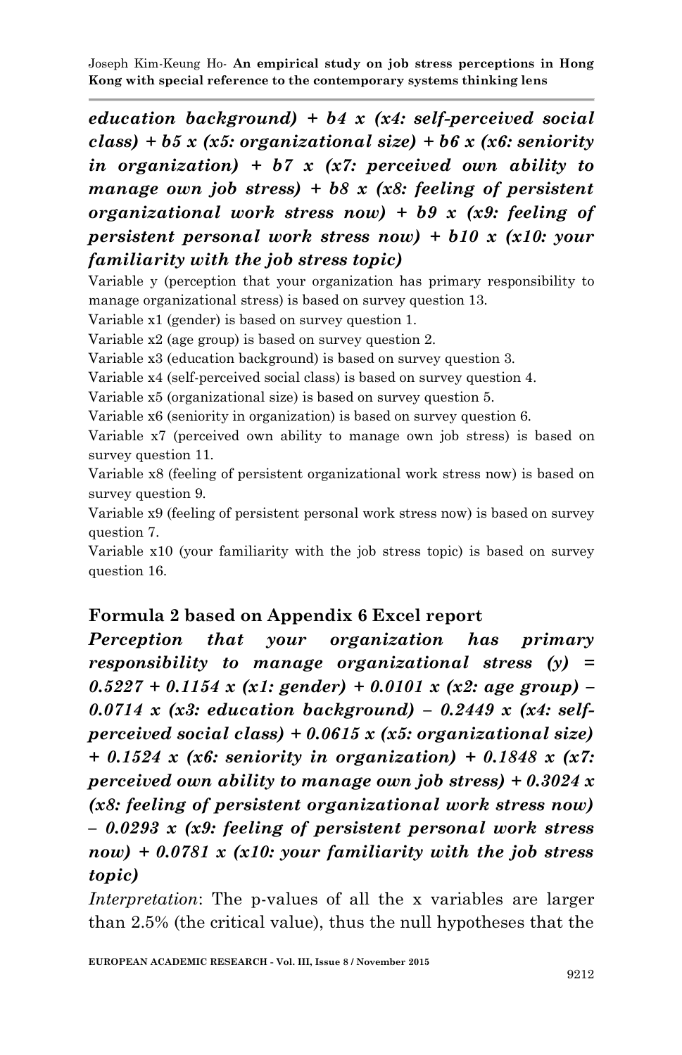***education background) + b4 x (x4: self-perceived social class) + b5 x (x5: organizational size) + b6 x (x6: seniority in organization) + b7 x (x7: perceived own ability to manage own job stress) + b8 x (x8: feeling of persistent organizational work stress now) + b9 x (x9: feeling of persistent personal work stress now) + b10 x (x10: your familiarity with the job stress topic)***

Variable y (perception that your organization has primary responsibility to manage organizational stress) is based on survey question 13.

Variable x1 (gender) is based on survey question 1.

Variable x2 (age group) is based on survey question 2.

Variable x3 (education background) is based on survey question 3.

Variable x4 (self-perceived social class) is based on survey question 4.

Variable x5 (organizational size) is based on survey question 5.

Variable x6 (seniority in organization) is based on survey question 6.

Variable x7 (perceived own ability to manage own job stress) is based on survey question 11.

Variable x8 (feeling of persistent organizational work stress now) is based on survey question 9.

Variable x9 (feeling of persistent personal work stress now) is based on survey question 7.

Variable x10 (your familiarity with the job stress topic) is based on survey question 16.

### Formula 2 based on Appendix 6 Excel report

***Perception that your organization has primary responsibility to manage organizational stress (y) = 0.5227 + 0.1154 x (x1: gender) + 0.0101 x (x2: age group) – 0.0714 x (x3: education background) – 0.2449 x (x4: self-perceived social class) + 0.0615 x (x5: organizational size) + 0.1524 x (x6: seniority in organization) + 0.1848 x (x7: perceived own ability to manage own job stress) + 0.3024 x (x8: feeling of persistent organizational work stress now) – 0.0293 x (x9: feeling of persistent personal work stress now) + 0.0781 x (x10: your familiarity with the job stress topic)***

*Interpretation*: The p-values of all the x variables are larger than 2.5% (the critical value), thus the null hypotheses that the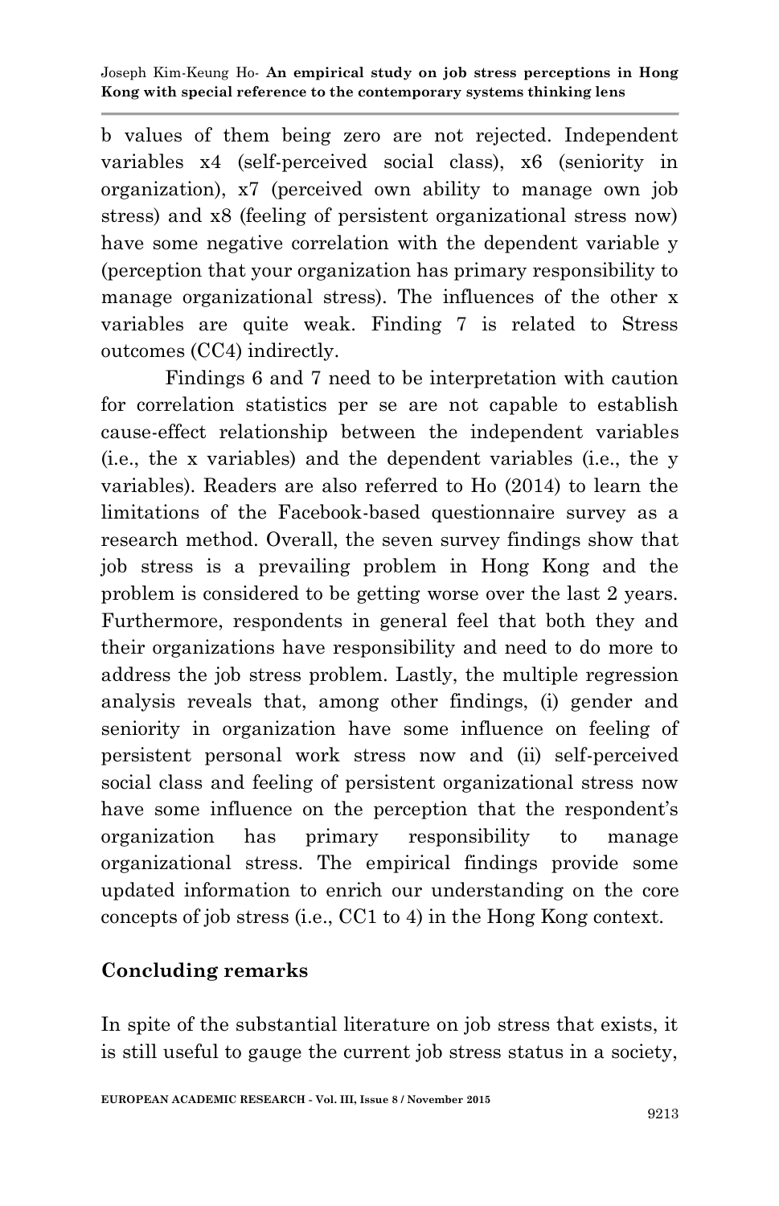b values of them being zero are not rejected. Independent variables x4 (self-perceived social class), x6 (seniority in organization), x7 (perceived own ability to manage own job stress) and x8 (feeling of persistent organizational stress now) have some negative correlation with the dependent variable y (perception that your organization has primary responsibility to manage organizational stress). The influences of the other x variables are quite weak. Finding 7 is related to Stress outcomes (CC4) indirectly.

Findings 6 and 7 need to be interpretation with caution for correlation statistics per se are not capable to establish cause-effect relationship between the independent variables (i.e., the x variables) and the dependent variables (i.e., the y variables). Readers are also referred to Ho (2014) to learn the limitations of the Facebook-based questionnaire survey as a research method. Overall, the seven survey findings show that job stress is a prevailing problem in Hong Kong and the problem is considered to be getting worse over the last 2 years. Furthermore, respondents in general feel that both they and their organizations have responsibility and need to do more to address the job stress problem. Lastly, the multiple regression analysis reveals that, among other findings, (i) gender and seniority in organization have some influence on feeling of persistent personal work stress now and (ii) self-perceived social class and feeling of persistent organizational stress now have some influence on the perception that the respondent's organization has primary responsibility to manage organizational stress. The empirical findings provide some updated information to enrich our understanding on the core concepts of job stress (i.e., CC1 to 4) in the Hong Kong context.

## Concluding remarks

In spite of the substantial literature on job stress that exists, it is still useful to gauge the current job stress status in a society,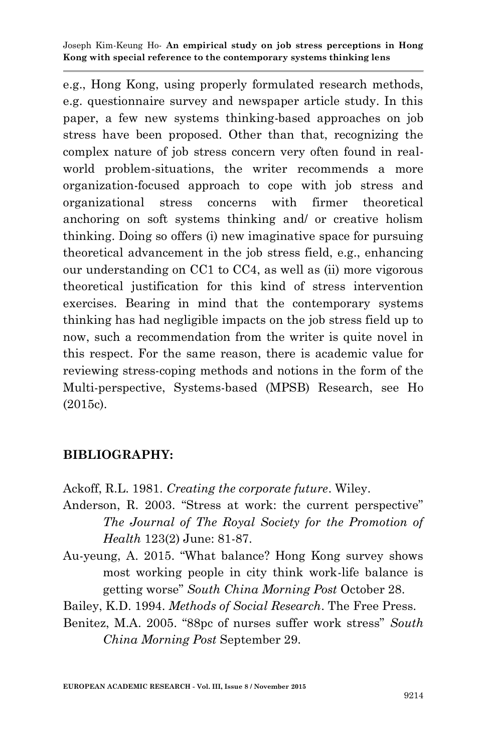e.g., Hong Kong, using properly formulated research methods, e.g. questionnaire survey and newspaper article study. In this paper, a few new systems thinking-based approaches on job stress have been proposed. Other than that, recognizing the complex nature of job stress concern very often found in real-world problem-situations, the writer recommends a more organization-focused approach to cope with job stress and organizational stress concerns with firmer theoretical anchoring on soft systems thinking and/ or creative holism thinking. Doing so offers (i) new imaginative space for pursuing theoretical advancement in the job stress field, e.g., enhancing our understanding on CC1 to CC4, as well as (ii) more vigorous theoretical justification for this kind of stress intervention exercises. Bearing in mind that the contemporary systems thinking has had negligible impacts on the job stress field up to now, such a recommendation from the writer is quite novel in this respect. For the same reason, there is academic value for reviewing stress-coping methods and notions in the form of the Multi-perspective, Systems-based (MPSB) Research, see Ho (2015c).

## BIBLIOGRAPHY:

Ackoff, R.L. 1981. *Creating the corporate future*. Wiley.

Anderson, R. 2003. "Stress at work: the current perspective" *The Journal of The Royal Society for the Promotion of Health* 123(2) June: 81-87.

Au-yeung, A. 2015. "What balance? Hong Kong survey shows most working people in city think work-life balance is getting worse" *South China Morning Post* October 28.

Bailey, K.D. 1994. *Methods of Social Research*. The Free Press.

Benitez, M.A. 2005. "88pc of nurses suffer work stress" *South China Morning Post* September 29.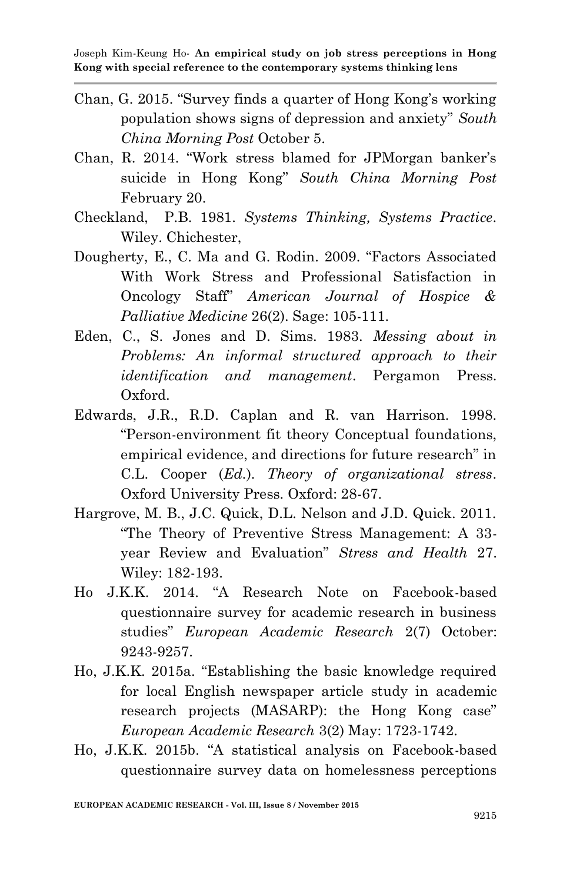Chan, G. 2015. "Survey finds a quarter of Hong Kong's working population shows signs of depression and anxiety" *South China Morning Post* October 5.

Chan, R. 2014. "Work stress blamed for JPMorgan banker's suicide in Hong Kong" *South China Morning Post* February 20.

Checkland, P.B. 1981. *Systems Thinking, Systems Practice*. Wiley. Chichester,

Dougherty, E., C. Ma and G. Rodin. 2009. "Factors Associated With Work Stress and Professional Satisfaction in Oncology Staff" *American Journal of Hospice & Palliative Medicine* 26(2). Sage: 105-111.

Eden, C., S. Jones and D. Sims. 1983. *Messing about in Problems: An informal structured approach to their identification and management*. Pergamon Press. Oxford.

Edwards, J.R., R.D. Caplan and R. van Harrison. 1998. "Person-environment fit theory Conceptual foundations, empirical evidence, and directions for future research" in C.L. Cooper (*Ed.*). *Theory of organizational stress*. Oxford University Press. Oxford: 28-67.

Hargrove, M. B., J.C. Quick, D.L. Nelson and J.D. Quick. 2011. "The Theory of Preventive Stress Management: A 33-year Review and Evaluation" *Stress and Health* 27. Wiley: 182-193.

Ho J.K.K. 2014. "A Research Note on Facebook-based questionnaire survey for academic research in business studies" *European Academic Research* 2(7) October: 9243-9257.

Ho, J.K.K. 2015a. "Establishing the basic knowledge required for local English newspaper article study in academic research projects (MASARP): the Hong Kong case" *European Academic Research* 3(2) May: 1723-1742.

Ho, J.K.K. 2015b. "A statistical analysis on Facebook-based questionnaire survey data on homelessness perceptions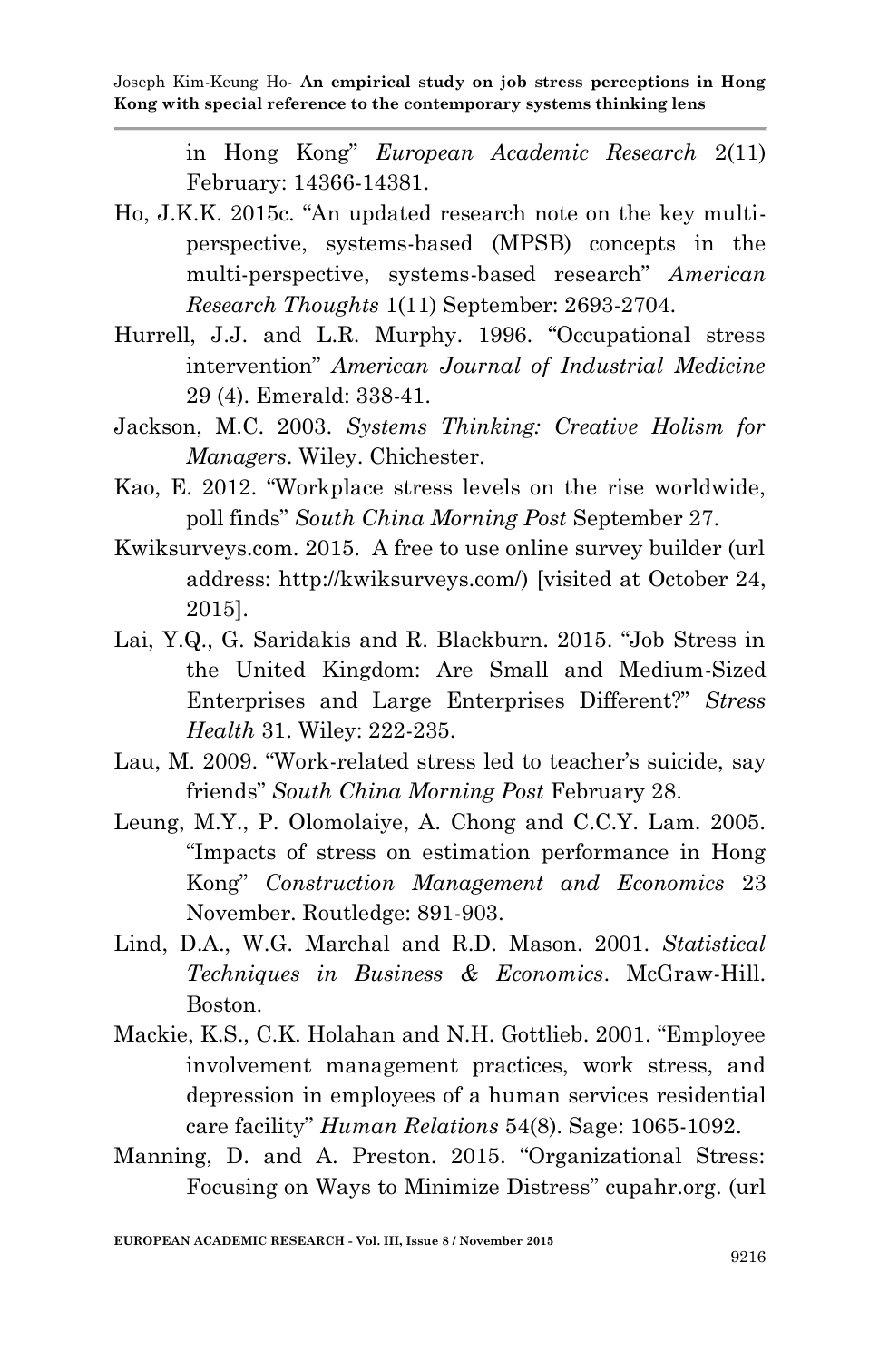in Hong Kong" *European Academic Research* 2(11) February: 14366-14381.

Ho, J.K.K. 2015c. "An updated research note on the key multi-perspective, systems-based (MPSB) concepts in the multi-perspective, systems-based research" *American Research Thoughts* 1(11) September: 2693-2704.

Hurrell, J.J. and L.R. Murphy. 1996. "Occupational stress intervention" *American Journal of Industrial Medicine* 29 (4). Emerald: 338-41.

Jackson, M.C. 2003. *Systems Thinking: Creative Holism for Managers*. Wiley. Chichester.

Kao, E. 2012. "Workplace stress levels on the rise worldwide, poll finds" *South China Morning Post* September 27.

Kwiksurveys.com. 2015. A free to use online survey builder (url address: http://kwiksurveys.com/) [visited at October 24, 2015].

Lai, Y.Q., G. Saridakis and R. Blackburn. 2015. "Job Stress in the United Kingdom: Are Small and Medium-Sized Enterprises and Large Enterprises Different?" *Stress Health* 31. Wiley: 222-235.

Lau, M. 2009. "Work-related stress led to teacher's suicide, say friends" *South China Morning Post* February 28.

Leung, M.Y., P. Olomolaiye, A. Chong and C.C.Y. Lam. 2005. "Impacts of stress on estimation performance in Hong Kong" *Construction Management and Economics* 23 November. Routledge: 891-903.

Lind, D.A., W.G. Marchal and R.D. Mason. 2001. *Statistical Techniques in Business & Economics*. McGraw-Hill. Boston.

Mackie, K.S., C.K. Holahan and N.H. Gottlieb. 2001. "Employee involvement management practices, work stress, and depression in employees of a human services residential care facility" *Human Relations* 54(8). Sage: 1065-1092.

Manning, D. and A. Preston. 2015. "Organizational Stress: Focusing on Ways to Minimize Distress" cupahr.org. (url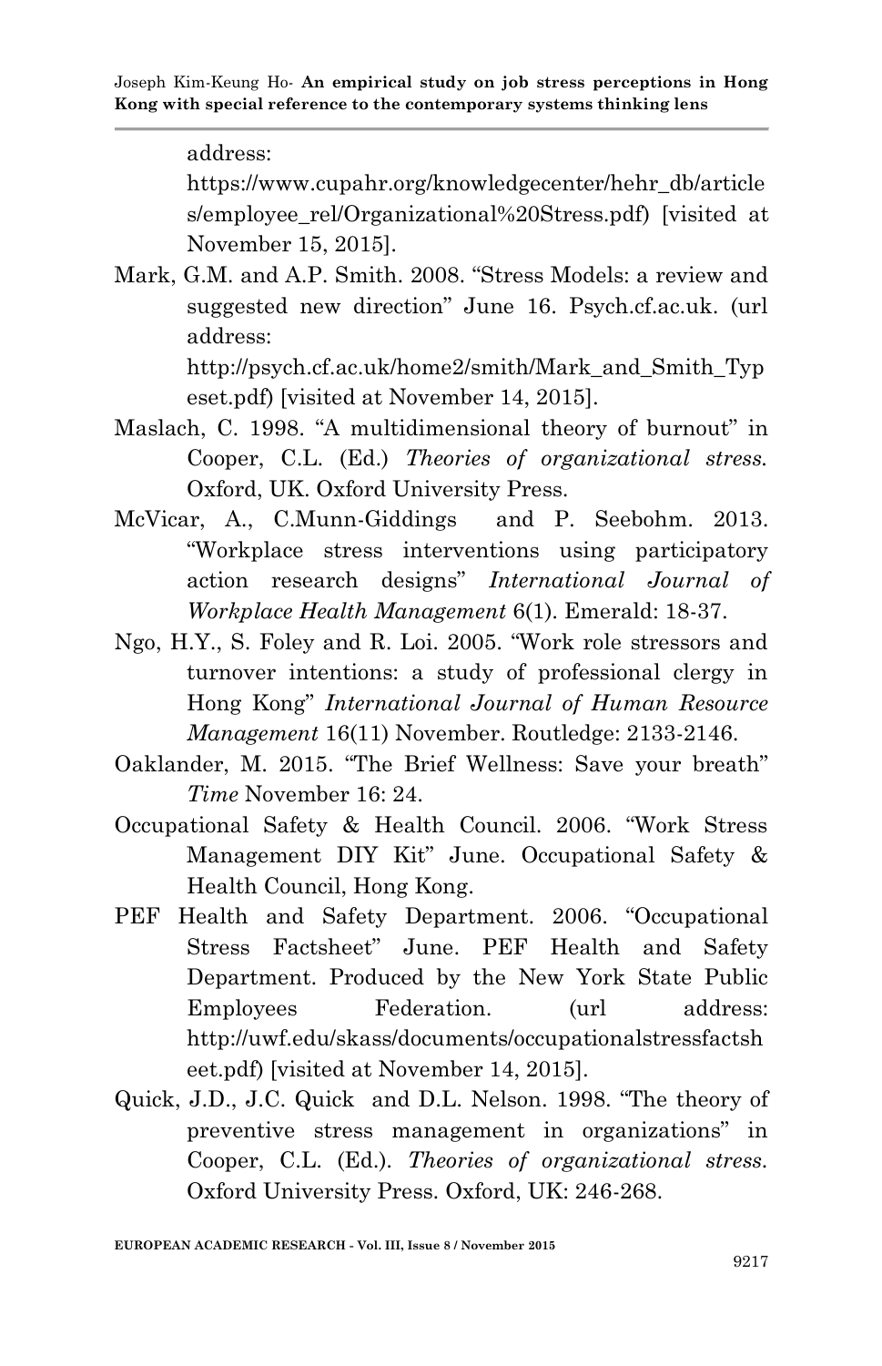address: https://www.cupahr.org/knowledgecenter/hehr_db/articles/employee_rel/Organizational%20Stress.pdf) [visited at November 15, 2015].

Mark, G.M. and A.P. Smith. 2008. "Stress Models: a review and suggested new direction" June 16. Psych.cf.ac.uk. (url address: http://psych.cf.ac.uk/home2/smith/Mark_and_Smith_Typeset.pdf) [visited at November 14, 2015].

Maslach, C. 1998. "A multidimensional theory of burnout" in Cooper, C.L. (Ed.) *Theories of organizational stress.* Oxford, UK. Oxford University Press.

McVicar, A., C.Munn-Giddings and P. Seebohm. 2013. "Workplace stress interventions using participatory action research designs" *International Journal of Workplace Health Management* 6(1). Emerald: 18-37.

Ngo, H.Y., S. Foley and R. Loi. 2005. "Work role stressors and turnover intentions: a study of professional clergy in Hong Kong" *International Journal of Human Resource Management* 16(11) November. Routledge: 2133-2146.

Oaklander, M. 2015. "The Brief Wellness: Save your breath" *Time* November 16: 24.

Occupational Safety & Health Council. 2006. "Work Stress Management DIY Kit" June. Occupational Safety & Health Council, Hong Kong.

PEF Health and Safety Department. 2006. "Occupational Stress Factsheet" June. PEF Health and Safety Department. Produced by the New York State Public Employees Federation. (url address: http://uwf.edu/skass/documents/occupationalstressfactsheet.pdf) [visited at November 14, 2015].

Quick, J.D., J.C. Quick and D.L. Nelson. 1998. "The theory of preventive stress management in organizations" in Cooper, C.L. (Ed.). *Theories of organizational stress.* Oxford University Press. Oxford, UK: 246-268.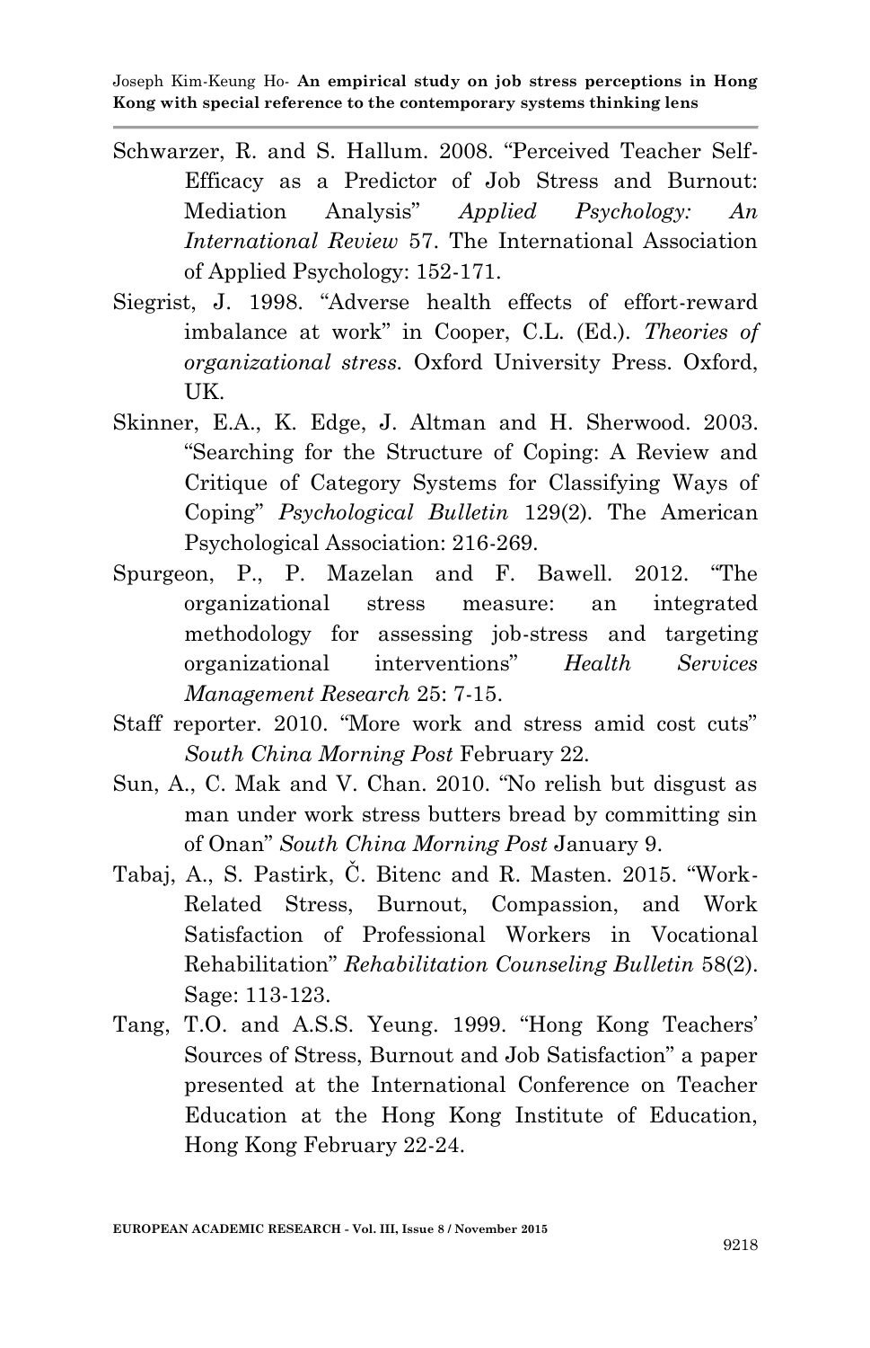Schwarzer, R. and S. Hallum. 2008. "Perceived Teacher Self-Efficacy as a Predictor of Job Stress and Burnout: Mediation Analysis" *Applied Psychology: An International Review* 57. The International Association of Applied Psychology: 152-171.

Siegrist, J. 1998. "Adverse health effects of effort-reward imbalance at work" in Cooper, C.L. (Ed.). *Theories of organizational stress.* Oxford University Press. Oxford, UK.

Skinner, E.A., K. Edge, J. Altman and H. Sherwood. 2003. "Searching for the Structure of Coping: A Review and Critique of Category Systems for Classifying Ways of Coping" *Psychological Bulletin* 129(2). The American Psychological Association: 216-269.

Spurgeon, P., P. Mazelan and F. Bawell. 2012. "The organizational stress measure: an integrated methodology for assessing job-stress and targeting organizational interventions" *Health Services Management Research* 25: 7-15.

Staff reporter. 2010. "More work and stress amid cost cuts" *South China Morning Post* February 22.

Sun, A., C. Mak and V. Chan. 2010. "No relish but disgust as man under work stress butters bread by committing sin of Onan" *South China Morning Post* January 9.

Tabaj, A., S. Pastirk, Č. Bitenc and R. Masten. 2015. "Work-Related Stress, Burnout, Compassion, and Work Satisfaction of Professional Workers in Vocational Rehabilitation" *Rehabilitation Counseling Bulletin* 58(2). Sage: 113-123.

Tang, T.O. and A.S.S. Yeung. 1999. "Hong Kong Teachers' Sources of Stress, Burnout and Job Satisfaction" a paper presented at the International Conference on Teacher Education at the Hong Kong Institute of Education, Hong Kong February 22-24.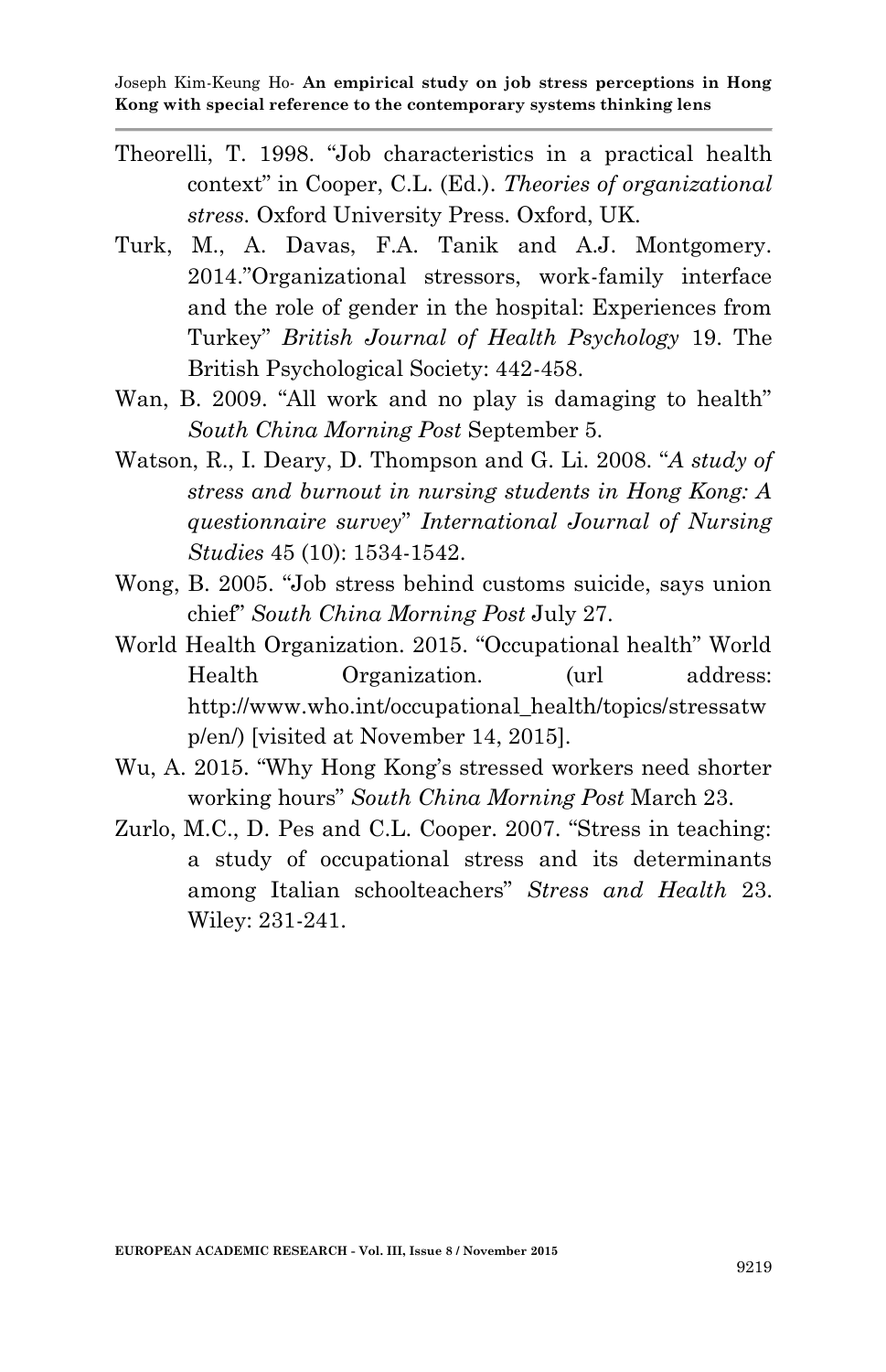Theorelli, T. 1998. "Job characteristics in a practical health context" in Cooper, C.L. (Ed.). *Theories of organizational stress*. Oxford University Press. Oxford, UK.

Turk, M., A. Davas, F.A. Tanik and A.J. Montgomery. 2014."Organizational stressors, work-family interface and the role of gender in the hospital: Experiences from Turkey" *British Journal of Health Psychology* 19. The British Psychological Society: 442-458.

Wan, B. 2009. "All work and no play is damaging to health" *South China Morning Post* September 5.

Watson, R., I. Deary, D. Thompson and G. Li. 2008. "*A study of stress and burnout in nursing students in Hong Kong: A questionnaire survey*" *International Journal of Nursing Studies* 45 (10): 1534-1542.

Wong, B. 2005. "Job stress behind customs suicide, says union chief" *South China Morning Post* July 27.

World Health Organization. 2015. "Occupational health" World Health Organization. (url address: http://www.who.int/occupational_health/topics/stressatwp/en/) [visited at November 14, 2015].

Wu, A. 2015. "Why Hong Kong's stressed workers need shorter working hours" *South China Morning Post* March 23.

Zurlo, M.C., D. Pes and C.L. Cooper. 2007. "Stress in teaching: a study of occupational stress and its determinants among Italian schoolteachers" *Stress and Health* 23. Wiley: 231-241.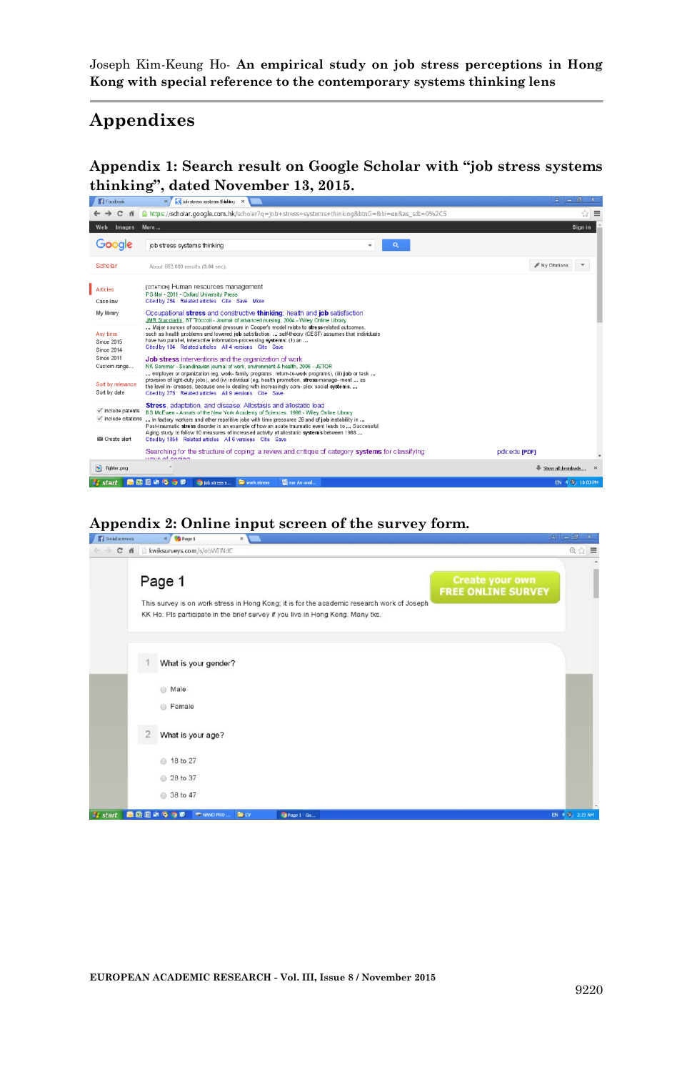# Appendixes

## Appendix 1: Search result on Google Scholar with "job stress systems thinking", dated November 13, 2015.

## Appendix 2: Online input screen of the survey form.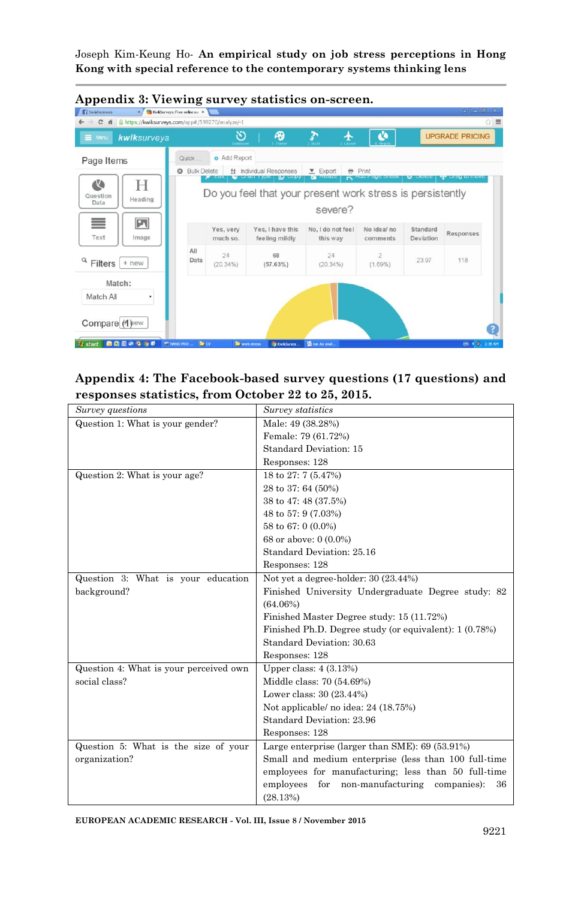## Appendix 3: Viewing survey statistics on-screen.

## Appendix 4: The Facebook-based survey questions (17 questions) and responses statistics, from October 22 to 25, 2015.

| *Survey questions* | *Survey statistics* |
|---|---|
| Question 1: What is your gender? | Male: 49 (38.28%)<br>Female: 79 (61.72%)<br>Standard Deviation: 15<br>Responses: 128 |
| Question 2: What is your age? | 18 to 27: 7 (5.47%)<br>28 to 37: 64 (50%)<br>38 to 47: 48 (37.5%)<br>48 to 57: 9 (7.03%)<br>58 to 67: 0 (0.0%)<br>68 or above: 0 (0.0%)<br>Standard Deviation: 25.16<br>Responses: 128 |
| Question 3: What is your education background? | Not yet a degree-holder: 30 (23.44%)<br>Finished University Undergraduate Degree study: 82 (64.06%)<br>Finished Master Degree study: 15 (11.72%)<br>Finished Ph.D. Degree study (or equivalent): 1 (0.78%)<br>Standard Deviation: 30.63<br>Responses: 128 |
| Question 4: What is your perceived own social class? | Upper class: 4 (3.13%)<br>Middle class: 70 (54.69%)<br>Lower class: 30 (23.44%)<br>Not applicable/ no idea: 24 (18.75%)<br>Standard Deviation: 23.96<br>Responses: 128 |
| Question 5: What is the size of your organization? | Large enterprise (larger than SME): 69 (53.91%)<br>Small and medium enterprise (less than 100 full-time employees for manufacturing; less than 50 full-time employees for non-manufacturing companies): 36 (28.13%) |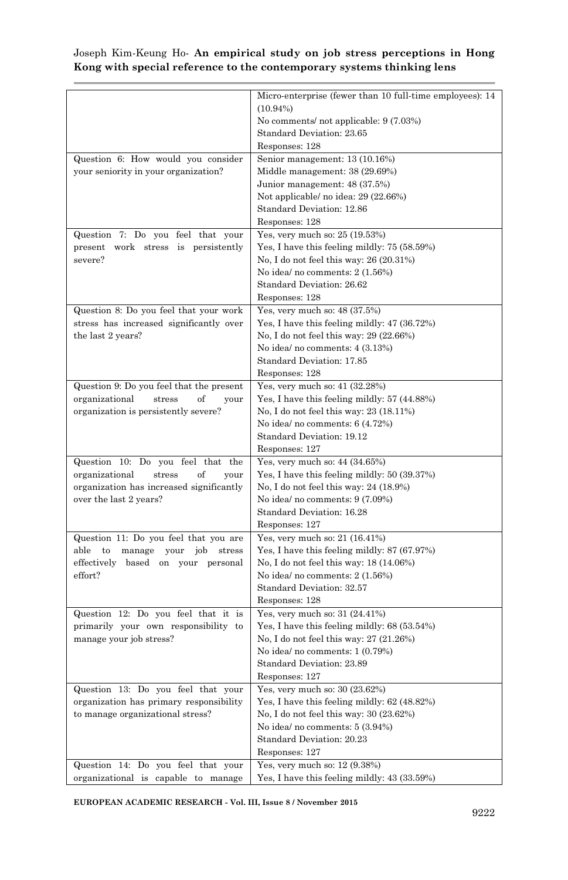| | |
|---|---|
| | Micro-enterprise (fewer than 10 full-time employees): 14 (10.94%)<br>No comments/ not applicable: 9 (7.03%)<br>Standard Deviation: 23.65<br>Responses: 128 |
| Question 6: How would you consider your seniority in your organization? | Senior management: 13 (10.16%)<br>Middle management: 38 (29.69%)<br>Junior management: 48 (37.5%)<br>Not applicable/ no idea: 29 (22.66%)<br>Standard Deviation: 12.86<br>Responses: 128 |
| Question 7: Do you feel that your present work stress is persistently severe? | Yes, very much so: 25 (19.53%)<br>Yes, I have this feeling mildly: 75 (58.59%)<br>No, I do not feel this way: 26 (20.31%)<br>No idea/ no comments: 2 (1.56%)<br>Standard Deviation: 26.62<br>Responses: 128 |
| Question 8: Do you feel that your work stress has increased significantly over the last 2 years? | Yes, very much so: 48 (37.5%)<br>Yes, I have this feeling mildly: 47 (36.72%)<br>No, I do not feel this way: 29 (22.66%)<br>No idea/ no comments: 4 (3.13%)<br>Standard Deviation: 17.85<br>Responses: 128 |
| Question 9: Do you feel that the present organizational stress of your organization is persistently severe? | Yes, very much so: 41 (32.28%)<br>Yes, I have this feeling mildly: 57 (44.88%)<br>No, I do not feel this way: 23 (18.11%)<br>No idea/ no comments: 6 (4.72%)<br>Standard Deviation: 19.12<br>Responses: 127 |
| Question 10: Do you feel that the organizational stress of your organization has increased significantly over the last 2 years? | Yes, very much so: 44 (34.65%)<br>Yes, I have this feeling mildly: 50 (39.37%)<br>No, I do not feel this way: 24 (18.9%)<br>No idea/ no comments: 9 (7.09%)<br>Standard Deviation: 16.28<br>Responses: 127 |
| Question 11: Do you feel that you are able to manage your job stress effectively based on your personal effort? | Yes, very much so: 21 (16.41%)<br>Yes, I have this feeling mildly: 87 (67.97%)<br>No, I do not feel this way: 18 (14.06%)<br>No idea/ no comments: 2 (1.56%)<br>Standard Deviation: 32.57<br>Responses: 128 |
| Question 12: Do you feel that it is primarily your own responsibility to manage your job stress? | Yes, very much so: 31 (24.41%)<br>Yes, I have this feeling mildly: 68 (53.54%)<br>No, I do not feel this way: 27 (21.26%)<br>No idea/ no comments: 1 (0.79%)<br>Standard Deviation: 23.89<br>Responses: 127 |
| Question 13: Do you feel that your organization has primary responsibility to manage organizational stress? | Yes, very much so: 30 (23.62%)<br>Yes, I have this feeling mildly: 62 (48.82%)<br>No, I do not feel this way: 30 (23.62%)<br>No idea/ no comments: 5 (3.94%)<br>Standard Deviation: 20.23<br>Responses: 127 |
| Question 14: Do you feel that your organizational is capable to manage | Yes, very much so: 12 (9.38%)<br>Yes, I have this feeling mildly: 43 (33.59%) |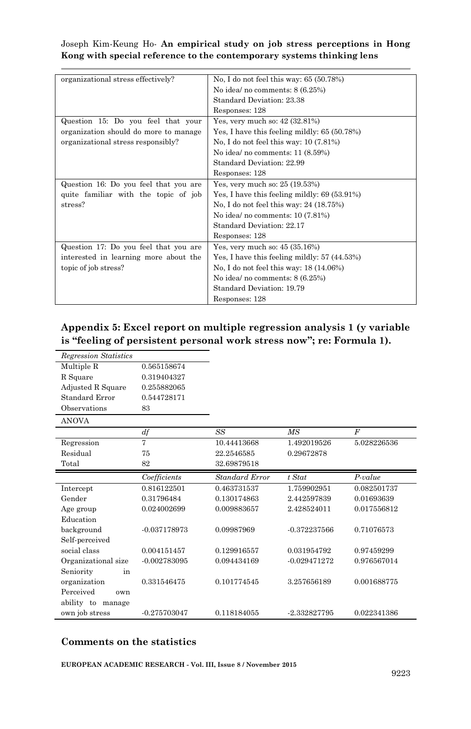| organizational stress effectively? | No, I do not feel this way: 65 (50.78%)<br>No idea/ no comments: 8 (6.25%)<br>Standard Deviation: 23.38<br>Responses: 128 |
|---|---|
| Question 15: Do you feel that your organization should do more to manage organizational stress responsibly? | Yes, very much so: 42 (32.81%)<br>Yes, I have this feeling mildly: 65 (50.78%)<br>No, I do not feel this way: 10 (7.81%)<br>No idea/ no comments: 11 (8.59%)<br>Standard Deviation: 22.99<br>Responses: 128 |
| Question 16: Do you feel that you are quite familiar with the topic of job stress? | Yes, very much so: 25 (19.53%)<br>Yes, I have this feeling mildly: 69 (53.91%)<br>No, I do not feel this way: 24 (18.75%)<br>No idea/ no comments: 10 (7.81%)<br>Standard Deviation: 22.17<br>Responses: 128 |
| Question 17: Do you feel that you are interested in learning more about the topic of job stress? | Yes, very much so: 45 (35.16%)<br>Yes, I have this feeling mildly: 57 (44.53%)<br>No, I do not feel this way: 18 (14.06%)<br>No idea/ no comments: 8 (6.25%)<br>Standard Deviation: 19.79<br>Responses: 128 |

## Appendix 5: Excel report on multiple regression analysis 1 (y variable is "feeling of persistent personal work stress now"; re: Formula 1).

| *Regression Statistics* | |
|---|---|
| Multiple R | 0.565158674 |
| R Square | 0.319404327 |
| Adjusted R Square | 0.255882065 |
| Standard Error | 0.544728171 |
| Observations | 83 |

ANOVA

| | *df* | *SS* | *MS* | *F* |
|---|---|---|---|---|
| Regression | 7 | 10.44413668 | 1.492019526 | 5.028226536 |
| Residual | 75 | 22.2546585 | 0.29672878 | |
| Total | 82 | 32.69879518 | | |

| | *Coefficients* | *Standard Error* | *t Stat* | *P-value* |
|---|---|---|---|---|
| Intercept | 0.816122501 | 0.463731537 | 1.759902951 | 0.082501737 |
| Gender | 0.31796484 | 0.130174863 | 2.442597839 | 0.01693639 |
| Age group | 0.024002699 | 0.009883657 | 2.428524011 | 0.017556812 |
| Education background | -0.037178973 | 0.09987969 | -0.372237566 | 0.71076573 |
| Self-perceived social class | 0.004151457 | 0.129916557 | 0.031954792 | 0.97459299 |
| Organizational size | -0.002783095 | 0.094434169 | -0.029471272 | 0.976567014 |
| Seniority in organization | 0.331546475 | 0.101774545 | 3.257656189 | 0.001688775 |
| Perceived own ability to manage own job stress | -0.275703047 | 0.118184055 | -2.332827795 | 0.022341386 |

### Comments on the statistics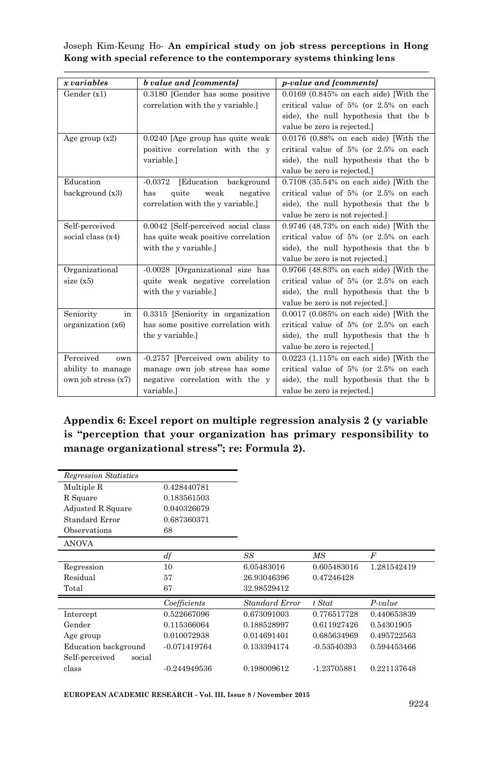| *x variables* | *b value and [comments]* | *p-value and [comments]* |
|---|---|---|
| Gender (x1) | 0.3180 [Gender has some positive correlation with the y variable.] | 0.0169 (0.845% on each side) [With the critical value of 5% (or 2.5% on each side), the null hypothesis that the b value be zero is rejected.] |
| Age group (x2) | 0.0240 [Age group has quite weak positive correlation with the y variable.] | 0.0176 (0.88% on each side) [With the critical value of 5% (or 2.5% on each side), the null hypothesis that the b value be zero is rejected.] |
| Education background (x3) | -0.0372 [Education background has quite weak negative correlation with the y variable.] | 0.7108 (35.54% on each side) [With the critical value of 5% (or 2.5% on each side), the null hypothesis that the b value be zero is not rejected.] |
| Self-perceived social class (x4) | 0.0042 [Self-perceived social class has quite weak positive correlation with the y variable.] | 0.9746 (48.73% on each side) [With the critical value of 5% (or 2.5% on each side), the null hypothesis that the b value be zero is not rejected.] |
| Organizational size (x5) | -0.0028 [Organizational size has quite weak negative correlation with the y variable.] | 0.9766 (48.83% on each side) [With the critical value of 5% (or 2.5% on each side), the null hypothesis that the b value be zero is not rejected.] |
| Seniority in organization (x6) | 0.3315 [Seniority in organization has some positive correlation with the y variable.] | 0.0017 (0.085% on each side) [With the critical value of 5% (or 2.5% on each side), the null hypothesis that the b value be zero is rejected.] |
| Perceived own ability to manage own job stress (x7) | -0.2757 [Perceived own ability to manage own job stress has some negative correlation with the y variable.] | 0.0223 (1.115% on each side) [With the critical value of 5% (or 2.5% on each side), the null hypothesis that the b value be zero is rejected.] |

## Appendix 6: Excel report on multiple regression analysis 2 (y variable is "perception that your organization has primary responsibility to manage organizational stress"; re: Formula 2).

| *Regression Statistics* | |
|---|---|
| Multiple R | 0.428440781 |
| R Square | 0.183561503 |
| Adjusted R Square | 0.040326679 |
| Standard Error | 0.687360371 |
| Observations | 68 |

ANOVA

| | *df* | *SS* | *MS* | *F* |
|---|---|---|---|---|
| Regression | 10 | 6.05483016 | 0.605483016 | 1.281542419 |
| Residual | 57 | 26.93046396 | 0.47246428 | |
| Total | 67 | 32.98529412 | | |

| | *Coefficients* | *Standard Error* | *t Stat* | *P-value* |
|---|---|---|---|---|
| Intercept | 0.522667096 | 0.673091003 | 0.776517728 | 0.440653839 |
| Gender | 0.115366064 | 0.188528997 | 0.611927426 | 0.54301905 |
| Age group | 0.010072938 | 0.014691401 | 0.685634969 | 0.495722563 |
| Education background | -0.071419764 | 0.133394174 | -0.53540393 | 0.594453466 |
| Self-perceived social class | -0.244949536 | 0.198009612 | -1.23705881 | 0.221137648 |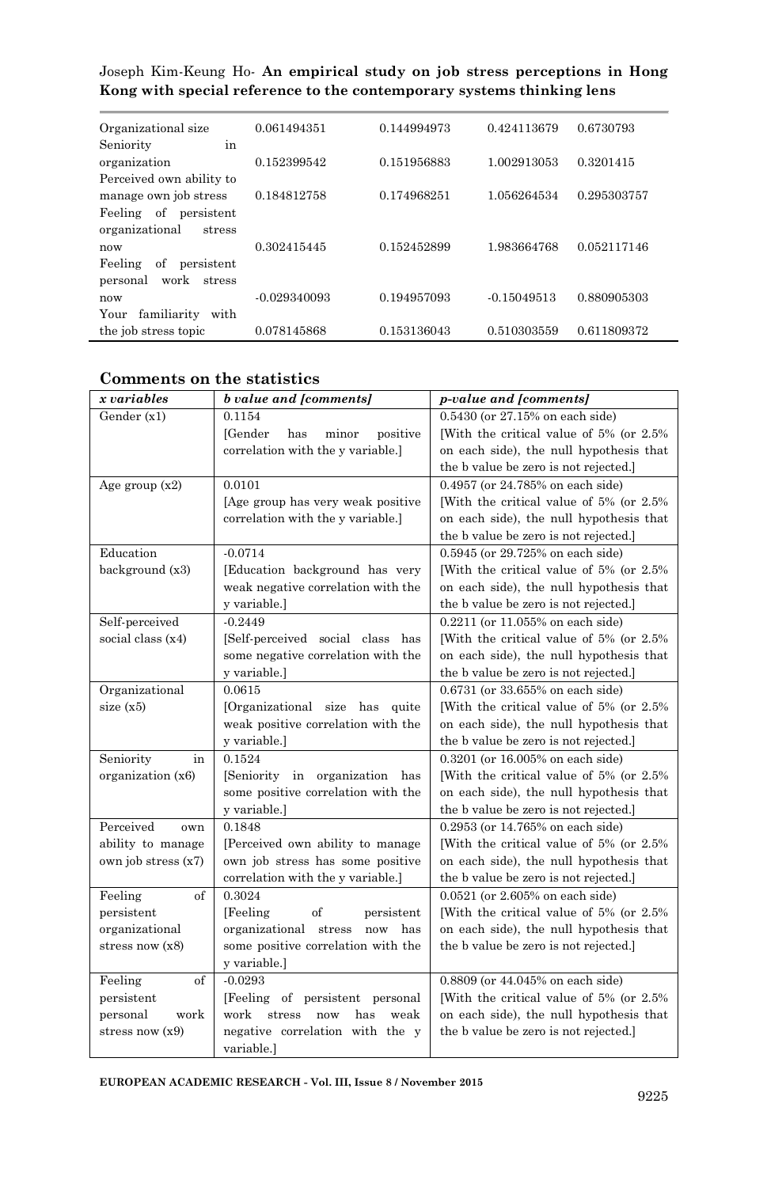| | | | | |
|---|---|---|---|---|
| Organizational size | 0.061494351 | 0.144994973 | 0.424113679 | 0.6730793 |
| Seniority in organization | 0.152399542 | 0.151956883 | 1.002913053 | 0.3201415 |
| Perceived own ability to manage own job stress | 0.184812758 | 0.174968251 | 1.056264534 | 0.295303757 |
| Feeling of persistent organizational stress now | 0.302415445 | 0.152452899 | 1.983664768 | 0.052117146 |
| Feeling of persistent personal work stress now | -0.029340093 | 0.194957093 | -0.15049513 | 0.880905303 |
| Your familiarity with the job stress topic | 0.078145868 | 0.153136043 | 0.510303559 | 0.611809372 |

### Comments on the statistics

| *x variables* | *b value and [comments]* | *p-value and [comments]* |
|---|---|---|
| Gender (x1) | 0.1154 [Gender has minor positive correlation with the y variable.] | 0.5430 (or 27.15% on each side) [With the critical value of 5% (or 2.5% on each side), the null hypothesis that the b value be zero is not rejected.] |
| Age group (x2) | 0.0101 [Age group has very weak positive correlation with the y variable.] | 0.4957 (or 24.785% on each side) [With the critical value of 5% (or 2.5% on each side), the null hypothesis that the b value be zero is not rejected.] |
| Education background (x3) | -0.0714 [Education background has very weak negative correlation with the y variable.] | 0.5945 (or 29.725% on each side) [With the critical value of 5% (or 2.5% on each side), the null hypothesis that the b value be zero is not rejected.] |
| Self-perceived social class (x4) | -0.2449 [Self-perceived social class has some negative correlation with the y variable.] | 0.2211 (or 11.055% on each side) [With the critical value of 5% (or 2.5% on each side), the null hypothesis that the b value be zero is not rejected.] |
| Organizational size (x5) | 0.0615 [Organizational size has quite weak positive correlation with the y variable.] | 0.6731 (or 33.655% on each side) [With the critical value of 5% (or 2.5% on each side), the null hypothesis that the b value be zero is not rejected.] |
| Seniority in organization (x6) | 0.1524 [Seniority in organization has some positive correlation with the y variable.] | 0.3201 (or 16.005% on each side) [With the critical value of 5% (or 2.5% on each side), the null hypothesis that the b value be zero is not rejected.] |
| Perceived own ability to manage own job stress (x7) | 0.1848 [Perceived own ability to manage own job stress has some positive correlation with the y variable.] | 0.2953 (or 14.765% on each side) [With the critical value of 5% (or 2.5% on each side), the null hypothesis that the b value be zero is not rejected.] |
| Feeling of persistent organizational stress now (x8) | 0.3024 [Feeling of persistent organizational stress now has some positive correlation with the y variable.] | 0.0521 (or 2.605% on each side) [With the critical value of 5% (or 2.5% on each side), the null hypothesis that the b value be zero is not rejected.] |
| Feeling of persistent personal work stress now (x9) | -0.0293 [Feeling of persistent personal work stress now has weak negative correlation with the y variable.] | 0.8809 (or 44.045% on each side) [With the critical value of 5% (or 2.5% on each side), the null hypothesis that the b value be zero is not rejected.] |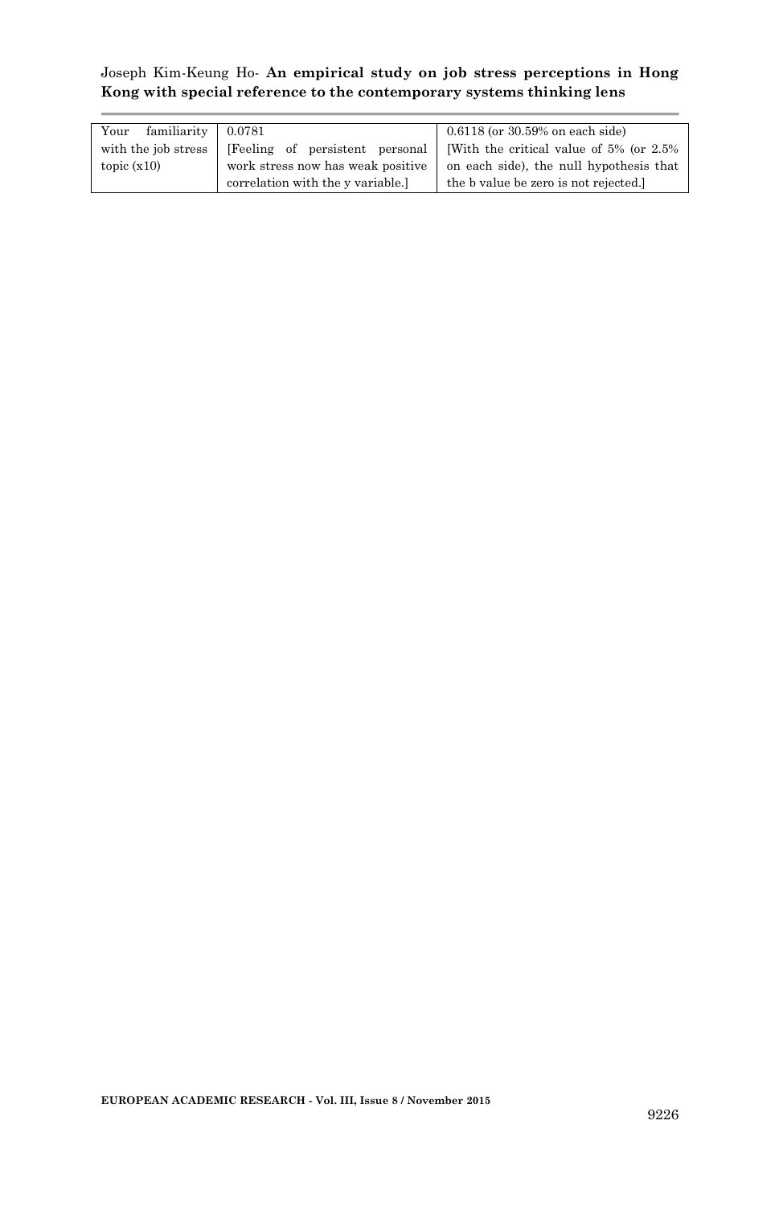| | | |
|---|---|---|
| Your familiarity with the job stress topic (x10) | 0.0781 [Feeling of persistent personal work stress now has weak positive correlation with the y variable.] | 0.6118 (or 30.59% on each side) [With the critical value of 5% (or 2.5% on each side), the null hypothesis that the b value be zero is not rejected.] |